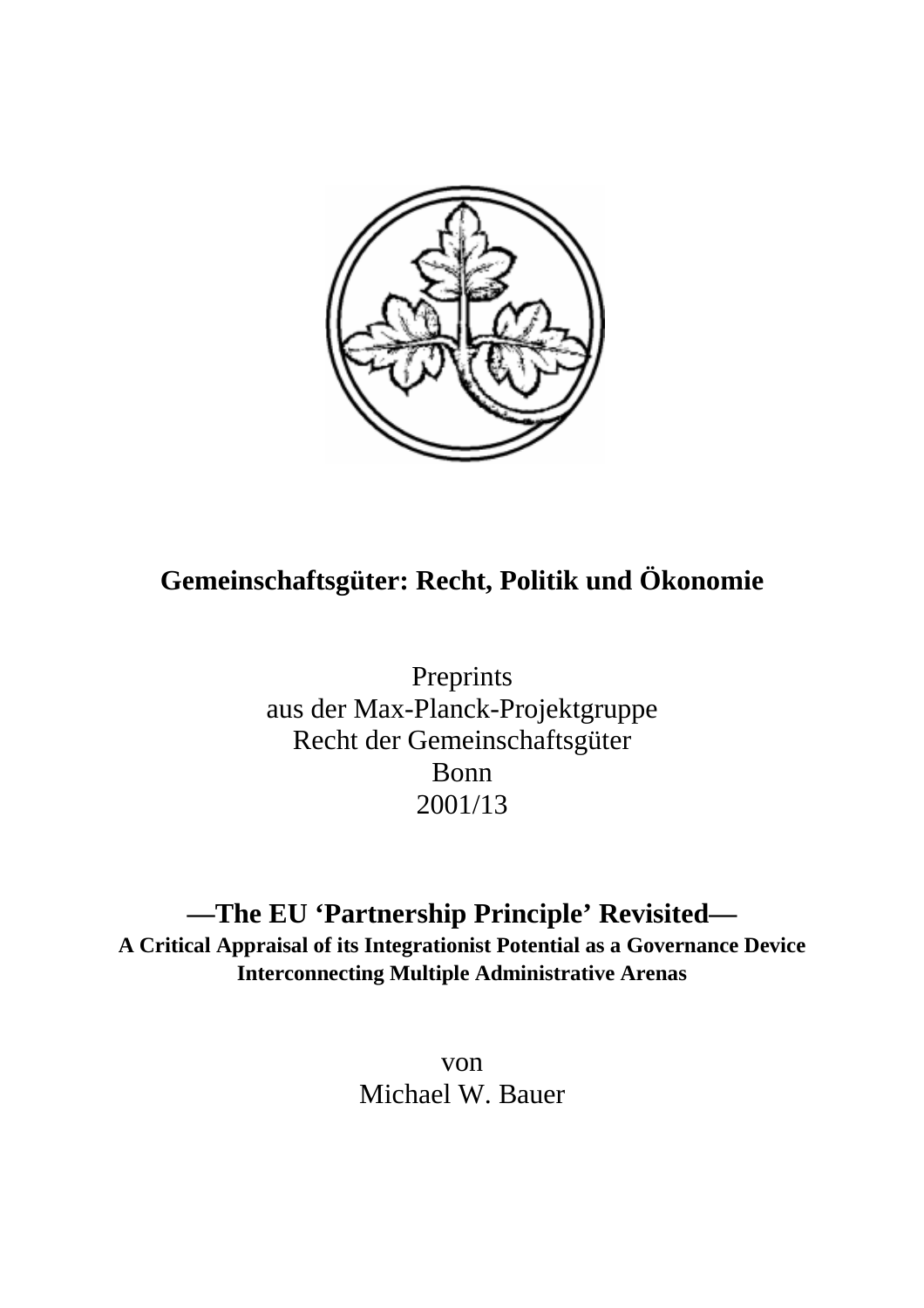**Gemeinschaftsgüter: Recht, Politik und Ökonomie**

Preprints
aus der Max-Planck-Projektgruppe
Recht der Gemeinschaftsgüter
Bonn
2001/13

# —The EU 'Partnership Principle' Revisited—

**A Critical Appraisal of its Integrationist Potential as a Governance Device Interconnecting Multiple Administrative Arenas**

von
Michael W. Bauer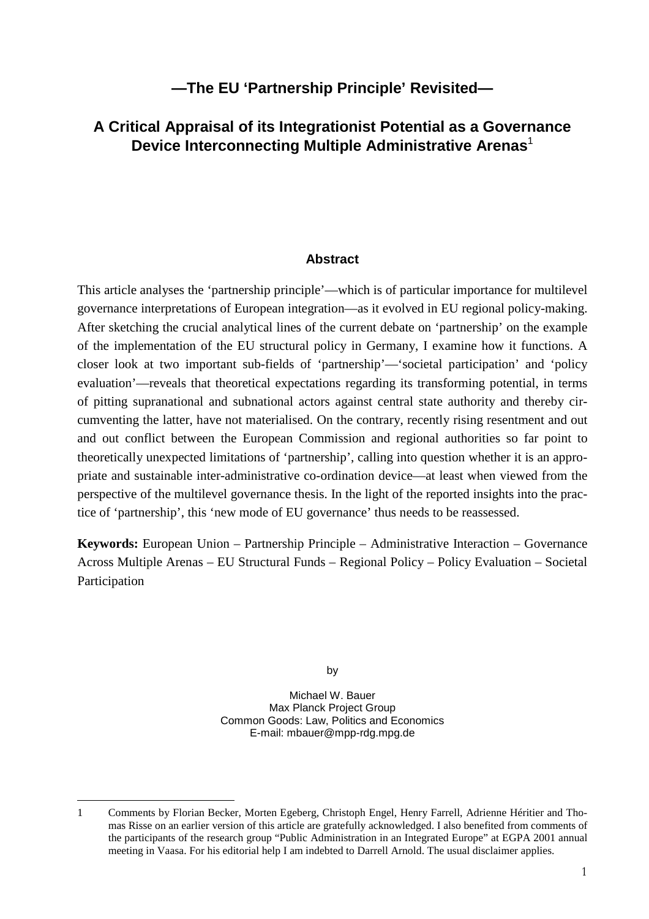## —The EU 'Partnership Principle' Revisited—

## A Critical Appraisal of its Integrationist Potential as a Governance Device Interconnecting Multiple Administrative Arenas[1]

### Abstract

This article analyses the 'partnership principle'—which is of particular importance for multilevel governance interpretations of European integration—as it evolved in EU regional policy-making. After sketching the crucial analytical lines of the current debate on 'partnership' on the example of the implementation of the EU structural policy in Germany, I examine how it functions. A closer look at two important sub-fields of 'partnership'—'societal participation' and 'policy evaluation'—reveals that theoretical expectations regarding its transforming potential, in terms of pitting supranational and subnational actors against central state authority and thereby circumventing the latter, have not materialised. On the contrary, recently rising resentment and out and out conflict between the European Commission and regional authorities so far point to theoretically unexpected limitations of 'partnership', calling into question whether it is an appropriate and sustainable inter-administrative co-ordination device—at least when viewed from the perspective of the multilevel governance thesis. In the light of the reported insights into the practice of 'partnership', this 'new mode of EU governance' thus needs to be reassessed.

**Keywords:** European Union – Partnership Principle – Administrative Interaction – Governance Across Multiple Arenas – EU Structural Funds – Regional Policy – Policy Evaluation – Societal Participation

by

Michael W. Bauer
Max Planck Project Group
Common Goods: Law, Politics and Economics
E-mail: mbauer@mpp-rdg.mpg.de

---

1 Comments by Florian Becker, Morten Egeberg, Christoph Engel, Henry Farrell, Adrienne Héritier and Thomas Risse on an earlier version of this article are gratefully acknowledged. I also benefited from comments of the participants of the research group "Public Administration in an Integrated Europe" at EGPA 2001 annual meeting in Vaasa. For his editorial help I am indebted to Darrell Arnold. The usual disclaimer applies.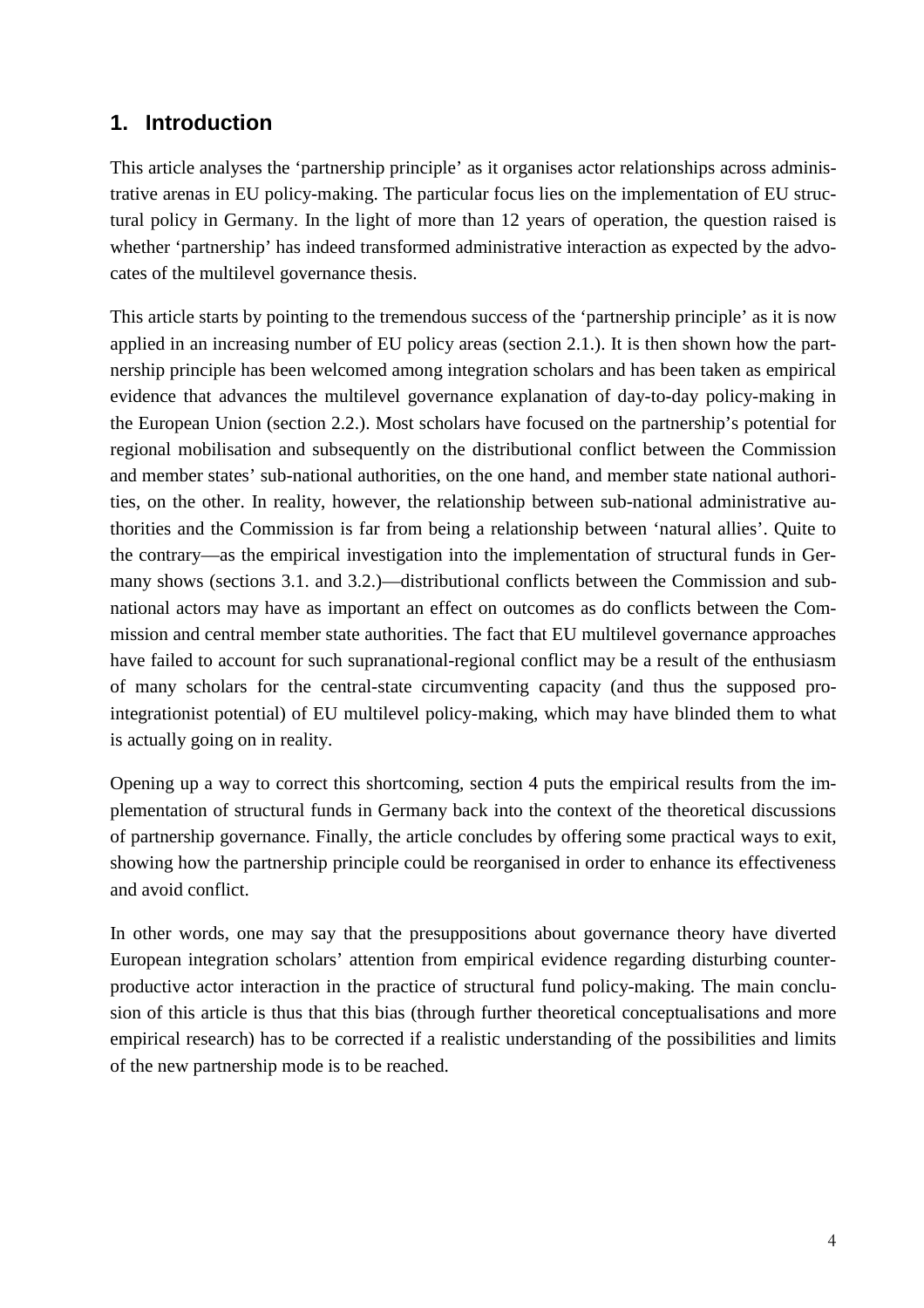## 1. Introduction

This article analyses the 'partnership principle' as it organises actor relationships across administrative arenas in EU policy-making. The particular focus lies on the implementation of EU structural policy in Germany. In the light of more than 12 years of operation, the question raised is whether 'partnership' has indeed transformed administrative interaction as expected by the advocates of the multilevel governance thesis.

This article starts by pointing to the tremendous success of the 'partnership principle' as it is now applied in an increasing number of EU policy areas (section 2.1.). It is then shown how the partnership principle has been welcomed among integration scholars and has been taken as empirical evidence that advances the multilevel governance explanation of day-to-day policy-making in the European Union (section 2.2.). Most scholars have focused on the partnership's potential for regional mobilisation and subsequently on the distributional conflict between the Commission and member states' sub-national authorities, on the one hand, and member state national authorities, on the other. In reality, however, the relationship between sub-national administrative authorities and the Commission is far from being a relationship between 'natural allies'. Quite to the contrary—as the empirical investigation into the implementation of structural funds in Germany shows (sections 3.1. and 3.2.)—distributional conflicts between the Commission and sub-national actors may have as important an effect on outcomes as do conflicts between the Commission and central member state authorities. The fact that EU multilevel governance approaches have failed to account for such supranational-regional conflict may be a result of the enthusiasm of many scholars for the central-state circumventing capacity (and thus the supposed pro-integrationist potential) of EU multilevel policy-making, which may have blinded them to what is actually going on in reality.

Opening up a way to correct this shortcoming, section 4 puts the empirical results from the implementation of structural funds in Germany back into the context of the theoretical discussions of partnership governance. Finally, the article concludes by offering some practical ways to exit, showing how the partnership principle could be reorganised in order to enhance its effectiveness and avoid conflict.

In other words, one may say that the presuppositions about governance theory have diverted European integration scholars' attention from empirical evidence regarding disturbing counter-productive actor interaction in the practice of structural fund policy-making. The main conclusion of this article is thus that this bias (through further theoretical conceptualisations and more empirical research) has to be corrected if a realistic understanding of the possibilities and limits of the new partnership mode is to be reached.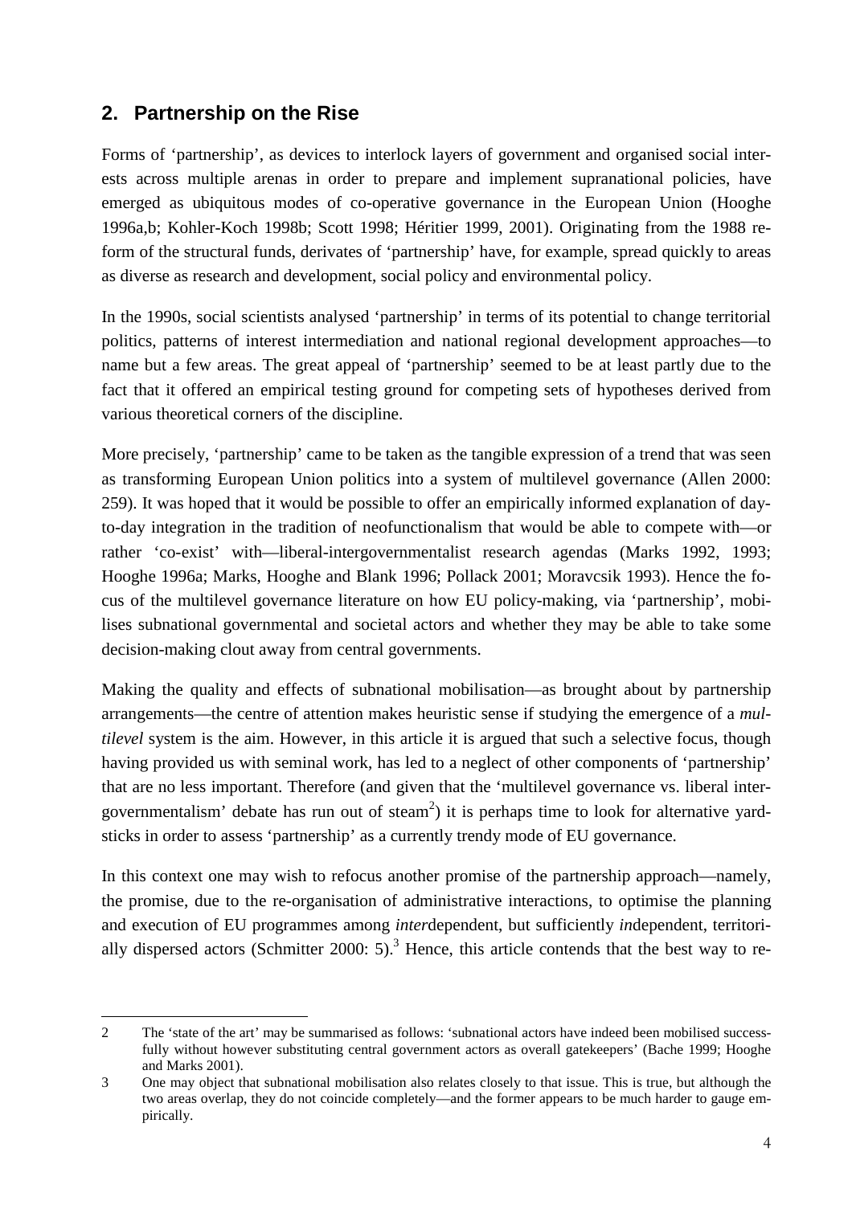## 2. Partnership on the Rise

Forms of 'partnership', as devices to interlock layers of government and organised social interests across multiple arenas in order to prepare and implement supranational policies, have emerged as ubiquitous modes of co-operative governance in the European Union (Hooghe 1996a,b; Kohler-Koch 1998b; Scott 1998; Héritier 1999, 2001). Originating from the 1988 reform of the structural funds, derivates of 'partnership' have, for example, spread quickly to areas as diverse as research and development, social policy and environmental policy.

In the 1990s, social scientists analysed 'partnership' in terms of its potential to change territorial politics, patterns of interest intermediation and national regional development approaches—to name but a few areas. The great appeal of 'partnership' seemed to be at least partly due to the fact that it offered an empirical testing ground for competing sets of hypotheses derived from various theoretical corners of the discipline.

More precisely, 'partnership' came to be taken as the tangible expression of a trend that was seen as transforming European Union politics into a system of multilevel governance (Allen 2000: 259). It was hoped that it would be possible to offer an empirically informed explanation of day-to-day integration in the tradition of neofunctionalism that would be able to compete with—or rather 'co-exist' with—liberal-intergovernmentalist research agendas (Marks 1992, 1993; Hooghe 1996a; Marks, Hooghe and Blank 1996; Pollack 2001; Moravcsik 1993). Hence the focus of the multilevel governance literature on how EU policy-making, via 'partnership', mobilises subnational governmental and societal actors and whether they may be able to take some decision-making clout away from central governments.

Making the quality and effects of subnational mobilisation—as brought about by partnership arrangements—the centre of attention makes heuristic sense if studying the emergence of a *multilevel* system is the aim. However, in this article it is argued that such a selective focus, though having provided us with seminal work, has led to a neglect of other components of 'partnership' that are no less important. Therefore (and given that the 'multilevel governance vs. liberal intergovernmentalism' debate has run out of steam[2]) it is perhaps time to look for alternative yardsticks in order to assess 'partnership' as a currently trendy mode of EU governance.

In this context one may wish to refocus another promise of the partnership approach—namely, the promise, due to the re-organisation of administrative interactions, to optimise the planning and execution of EU programmes among *inter*dependent, but sufficiently *in*dependent, territorially dispersed actors (Schmitter 2000: 5).[3] Hence, this article contends that the best way to re-

---

2 The 'state of the art' may be summarised as follows: 'subnational actors have indeed been mobilised successfully without however substituting central government actors as overall gatekeepers' (Bache 1999; Hooghe and Marks 2001).

3 One may object that subnational mobilisation also relates closely to that issue. This is true, but although the two areas overlap, they do not coincide completely—and the former appears to be much harder to gauge empirically.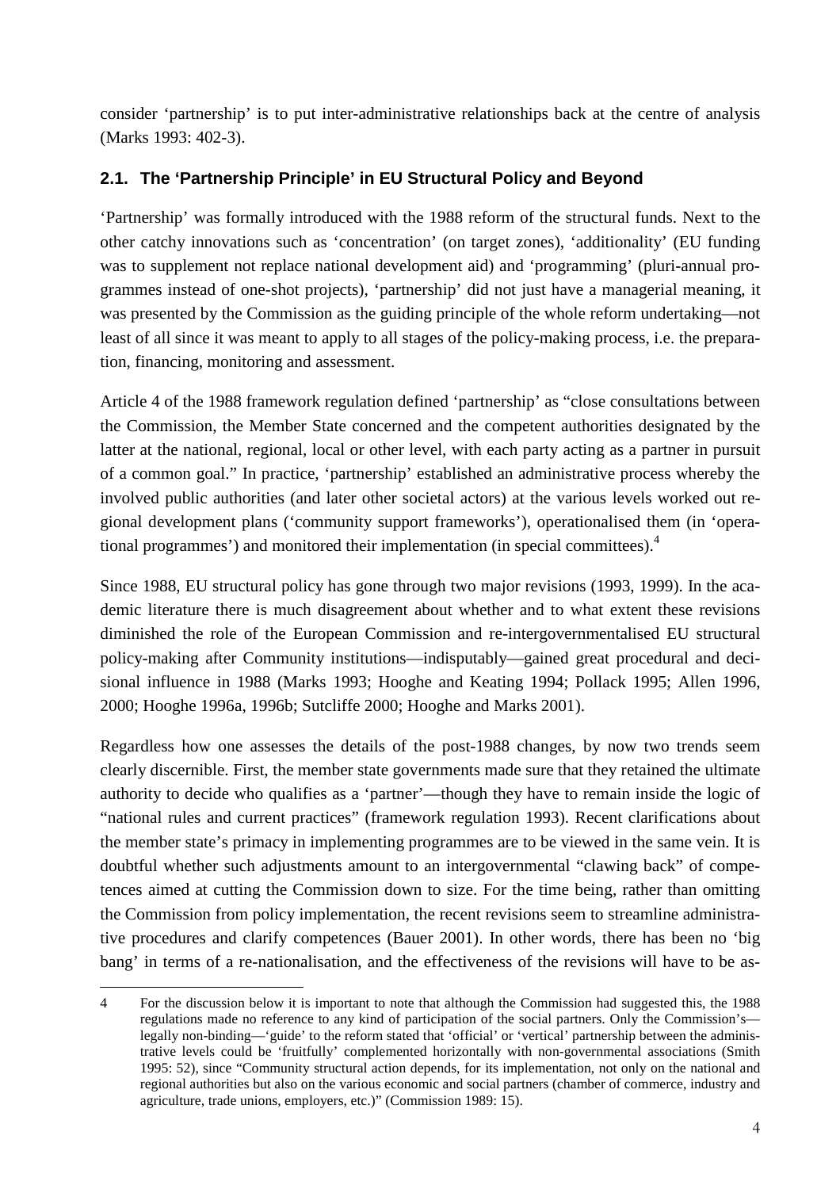consider 'partnership' is to put inter-administrative relationships back at the centre of analysis (Marks 1993: 402-3).

## 2.1. The 'Partnership Principle' in EU Structural Policy and Beyond

'Partnership' was formally introduced with the 1988 reform of the structural funds. Next to the other catchy innovations such as 'concentration' (on target zones), 'additionality' (EU funding was to supplement not replace national development aid) and 'programming' (pluri-annual programmes instead of one-shot projects), 'partnership' did not just have a managerial meaning, it was presented by the Commission as the guiding principle of the whole reform undertaking—not least of all since it was meant to apply to all stages of the policy-making process, i.e. the preparation, financing, monitoring and assessment.

Article 4 of the 1988 framework regulation defined 'partnership' as "close consultations between the Commission, the Member State concerned and the competent authorities designated by the latter at the national, regional, local or other level, with each party acting as a partner in pursuit of a common goal." In practice, 'partnership' established an administrative process whereby the involved public authorities (and later other societal actors) at the various levels worked out regional development plans ('community support frameworks'), operationalised them (in 'operational programmes') and monitored their implementation (in special committees).[4]

Since 1988, EU structural policy has gone through two major revisions (1993, 1999). In the academic literature there is much disagreement about whether and to what extent these revisions diminished the role of the European Commission and re-intergovernmentalised EU structural policy-making after Community institutions—indisputably—gained great procedural and decisional influence in 1988 (Marks 1993; Hooghe and Keating 1994; Pollack 1995; Allen 1996, 2000; Hooghe 1996a, 1996b; Sutcliffe 2000; Hooghe and Marks 2001).

Regardless how one assesses the details of the post-1988 changes, by now two trends seem clearly discernible. First, the member state governments made sure that they retained the ultimate authority to decide who qualifies as a 'partner'—though they have to remain inside the logic of "national rules and current practices" (framework regulation 1993). Recent clarifications about the member state's primacy in implementing programmes are to be viewed in the same vein. It is doubtful whether such adjustments amount to an intergovernmental "clawing back" of competences aimed at cutting the Commission down to size. For the time being, rather than omitting the Commission from policy implementation, the recent revisions seem to streamline administrative procedures and clarify competences (Bauer 2001). In other words, there has been no 'big bang' in terms of a re-nationalisation, and the effectiveness of the revisions will have to be as-

4 For the discussion below it is important to note that although the Commission had suggested this, the 1988 regulations made no reference to any kind of participation of the social partners. Only the Commission's—legally non-binding—'guide' to the reform stated that 'official' or 'vertical' partnership between the administrative levels could be 'fruitfully' complemented horizontally with non-governmental associations (Smith 1995: 52), since "Community structural action depends, for its implementation, not only on the national and regional authorities but also on the various economic and social partners (chamber of commerce, industry and agriculture, trade unions, employers, etc.)" (Commission 1989: 15).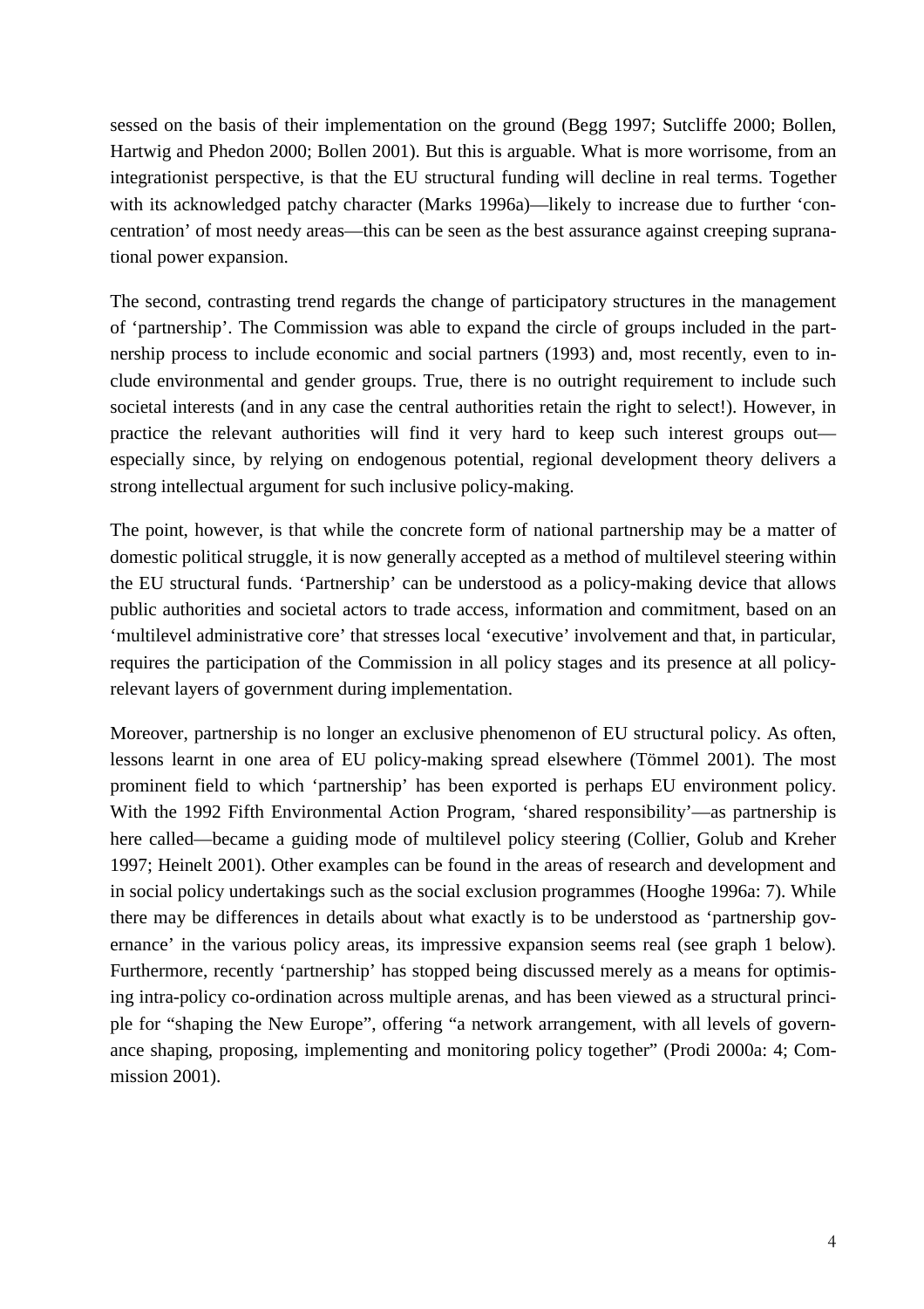sessed on the basis of their implementation on the ground (Begg 1997; Sutcliffe 2000; Bollen, Hartwig and Phedon 2000; Bollen 2001). But this is arguable. What is more worrisome, from an integrationist perspective, is that the EU structural funding will decline in real terms. Together with its acknowledged patchy character (Marks 1996a)—likely to increase due to further 'concentration' of most needy areas—this can be seen as the best assurance against creeping supranational power expansion.

The second, contrasting trend regards the change of participatory structures in the management of 'partnership'. The Commission was able to expand the circle of groups included in the partnership process to include economic and social partners (1993) and, most recently, even to include environmental and gender groups. True, there is no outright requirement to include such societal interests (and in any case the central authorities retain the right to select!). However, in practice the relevant authorities will find it very hard to keep such interest groups out—especially since, by relying on endogenous potential, regional development theory delivers a strong intellectual argument for such inclusive policy-making.

The point, however, is that while the concrete form of national partnership may be a matter of domestic political struggle, it is now generally accepted as a method of multilevel steering within the EU structural funds. 'Partnership' can be understood as a policy-making device that allows public authorities and societal actors to trade access, information and commitment, based on an 'multilevel administrative core' that stresses local 'executive' involvement and that, in particular, requires the participation of the Commission in all policy stages and its presence at all policy-relevant layers of government during implementation.

Moreover, partnership is no longer an exclusive phenomenon of EU structural policy. As often, lessons learnt in one area of EU policy-making spread elsewhere (Tömmel 2001). The most prominent field to which 'partnership' has been exported is perhaps EU environment policy. With the 1992 Fifth Environmental Action Program, 'shared responsibility'—as partnership is here called—became a guiding mode of multilevel policy steering (Collier, Golub and Kreher 1997; Heinelt 2001). Other examples can be found in the areas of research and development and in social policy undertakings such as the social exclusion programmes (Hooghe 1996a: 7). While there may be differences in details about what exactly is to be understood as 'partnership governance' in the various policy areas, its impressive expansion seems real (see graph 1 below). Furthermore, recently 'partnership' has stopped being discussed merely as a means for optimising intra-policy co-ordination across multiple arenas, and has been viewed as a structural principle for "shaping the New Europe", offering "a network arrangement, with all levels of governance shaping, proposing, implementing and monitoring policy together" (Prodi 2000a: 4; Commission 2001).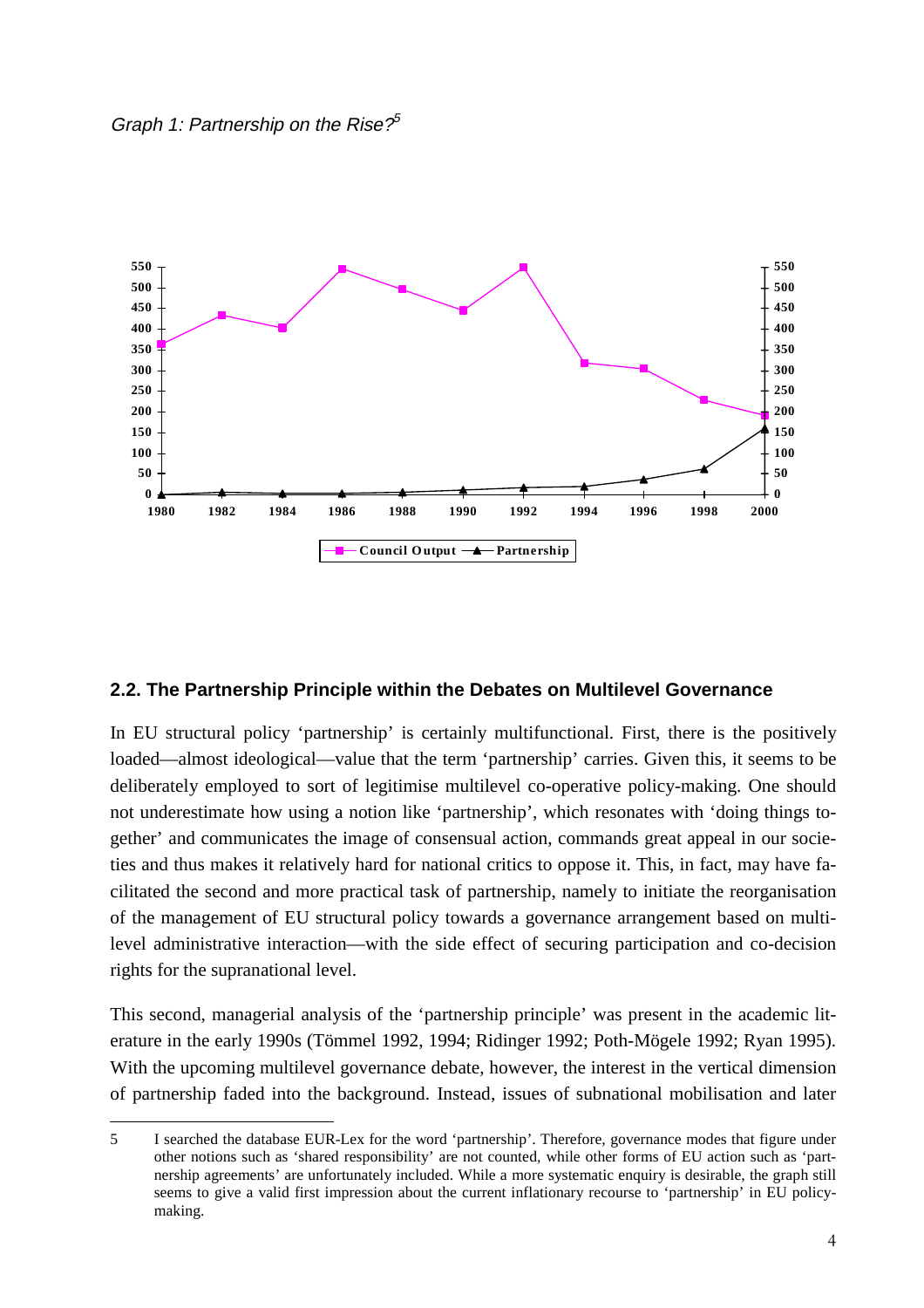*Graph 1: Partnership on the Rise?*[5]

## 2.2. The Partnership Principle within the Debates on Multilevel Governance

In EU structural policy 'partnership' is certainly multifunctional. First, there is the positively loaded—almost ideological—value that the term 'partnership' carries. Given this, it seems to be deliberately employed to sort of legitimise multilevel co-operative policy-making. One should not underestimate how using a notion like 'partnership', which resonates with 'doing things together' and communicates the image of consensual action, commands great appeal in our societies and thus makes it relatively hard for national critics to oppose it. This, in fact, may have facilitated the second and more practical task of partnership, namely to initiate the reorganisation of the management of EU structural policy towards a governance arrangement based on multilevel administrative interaction—with the side effect of securing participation and co-decision rights for the supranational level.

This second, managerial analysis of the 'partnership principle' was present in the academic literature in the early 1990s (Tömmel 1992, 1994; Ridinger 1992; Poth-Mögele 1992; Ryan 1995). With the upcoming multilevel governance debate, however, the interest in the vertical dimension of partnership faded into the background. Instead, issues of subnational mobilisation and later

---

5 I searched the database EUR-Lex for the word 'partnership'. Therefore, governance modes that figure under other notions such as 'shared responsibility' are not counted, while other forms of EU action such as 'partnership agreements' are unfortunately included. While a more systematic enquiry is desirable, the graph still seems to give a valid first impression about the current inflationary recourse to 'partnership' in EU policy-making.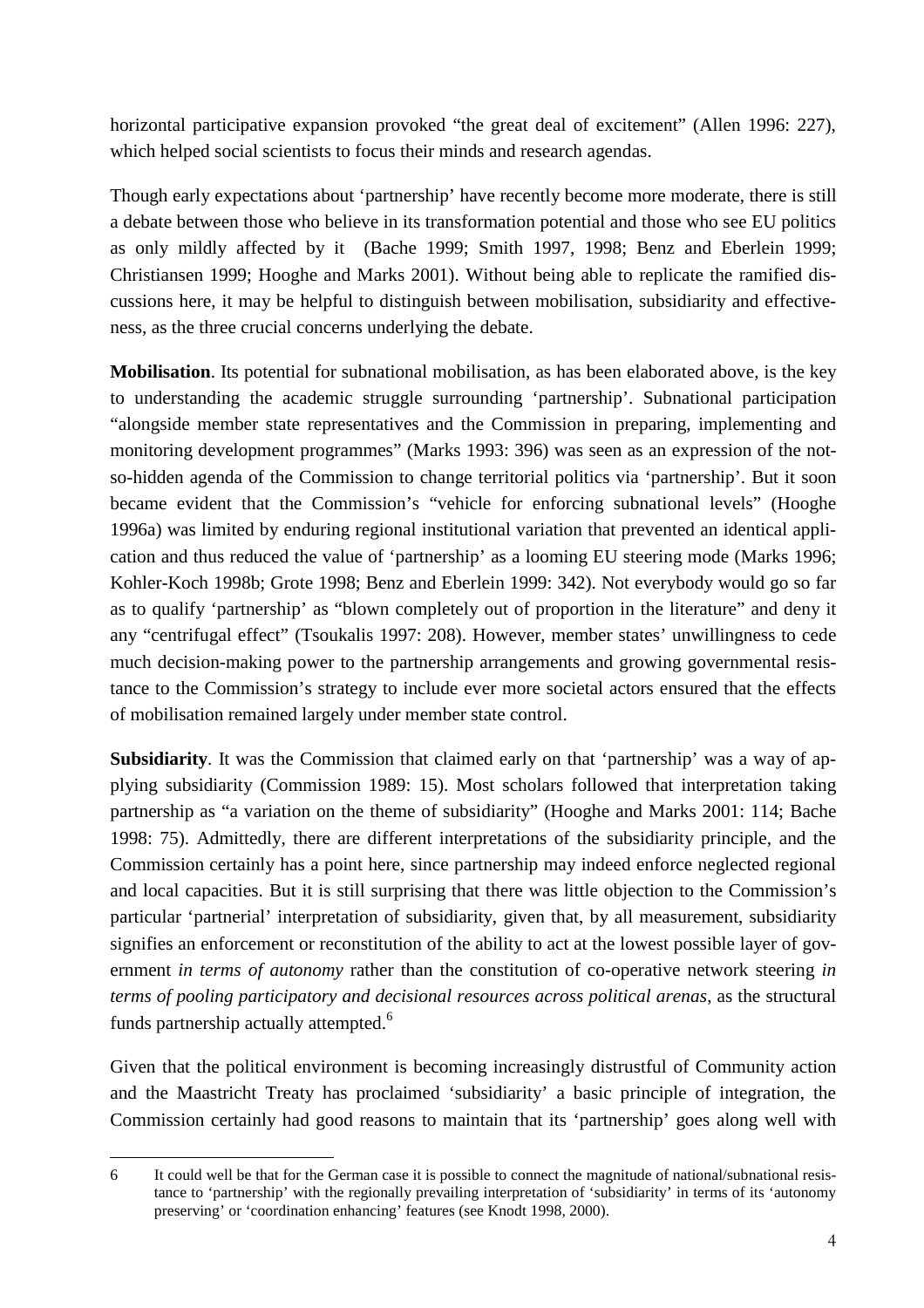horizontal participative expansion provoked "the great deal of excitement" (Allen 1996: 227), which helped social scientists to focus their minds and research agendas.

Though early expectations about 'partnership' have recently become more moderate, there is still a debate between those who believe in its transformation potential and those who see EU politics as only mildly affected by it (Bache 1999; Smith 1997, 1998; Benz and Eberlein 1999; Christiansen 1999; Hooghe and Marks 2001). Without being able to replicate the ramified discussions here, it may be helpful to distinguish between mobilisation, subsidiarity and effectiveness, as the three crucial concerns underlying the debate.

**Mobilisation**. Its potential for subnational mobilisation, as has been elaborated above, is the key to understanding the academic struggle surrounding 'partnership'. Subnational participation "alongside member state representatives and the Commission in preparing, implementing and monitoring development programmes" (Marks 1993: 396) was seen as an expression of the not-so-hidden agenda of the Commission to change territorial politics via 'partnership'. But it soon became evident that the Commission's "vehicle for enforcing subnational levels" (Hooghe 1996a) was limited by enduring regional institutional variation that prevented an identical application and thus reduced the value of 'partnership' as a looming EU steering mode (Marks 1996; Kohler-Koch 1998b; Grote 1998; Benz and Eberlein 1999: 342). Not everybody would go so far as to qualify 'partnership' as "blown completely out of proportion in the literature" and deny it any "centrifugal effect" (Tsoukalis 1997: 208). However, member states' unwillingness to cede much decision-making power to the partnership arrangements and growing governmental resistance to the Commission's strategy to include ever more societal actors ensured that the effects of mobilisation remained largely under member state control.

**Subsidiarity**. It was the Commission that claimed early on that 'partnership' was a way of applying subsidiarity (Commission 1989: 15). Most scholars followed that interpretation taking partnership as "a variation on the theme of subsidiarity" (Hooghe and Marks 2001: 114; Bache 1998: 75). Admittedly, there are different interpretations of the subsidiarity principle, and the Commission certainly has a point here, since partnership may indeed enforce neglected regional and local capacities. But it is still surprising that there was little objection to the Commission's particular 'partnerial' interpretation of subsidiarity, given that, by all measurement, subsidiarity signifies an enforcement or reconstitution of the ability to act at the lowest possible layer of government *in terms of autonomy* rather than the constitution of co-operative network steering *in terms of pooling participatory and decisional resources across political arenas*, as the structural funds partnership actually attempted.[6]

Given that the political environment is becoming increasingly distrustful of Community action and the Maastricht Treaty has proclaimed 'subsidiarity' a basic principle of integration, the Commission certainly had good reasons to maintain that its 'partnership' goes along well with

6 It could well be that for the German case it is possible to connect the magnitude of national/subnational resistance to 'partnership' with the regionally prevailing interpretation of 'subsidiarity' in terms of its 'autonomy preserving' or 'coordination enhancing' features (see Knodt 1998, 2000).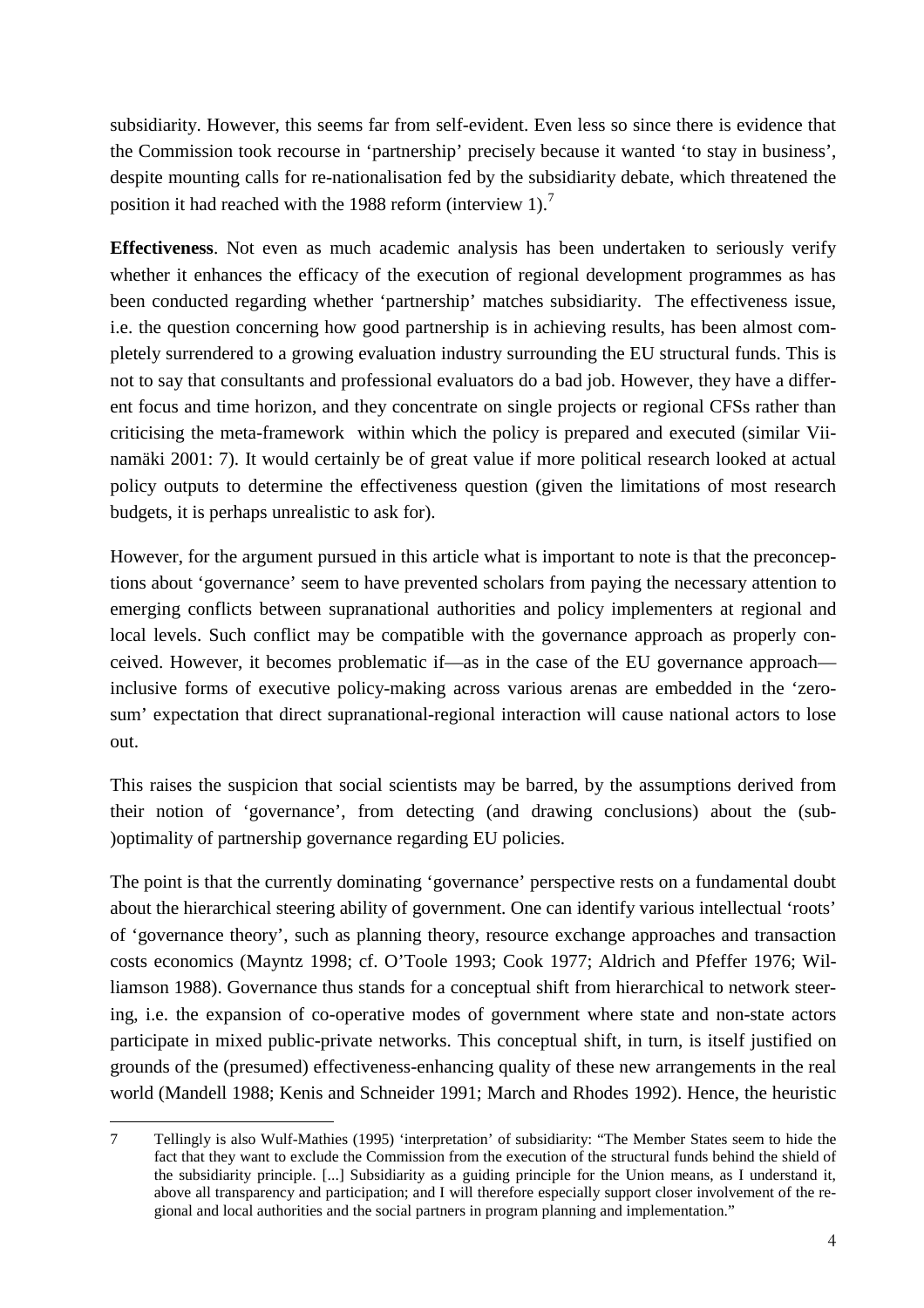subsidiarity. However, this seems far from self-evident. Even less so since there is evidence that the Commission took recourse in 'partnership' precisely because it wanted 'to stay in business', despite mounting calls for re-nationalisation fed by the subsidiarity debate, which threatened the position it had reached with the 1988 reform (interview 1).[7]

**Effectiveness**. Not even as much academic analysis has been undertaken to seriously verify whether it enhances the efficacy of the execution of regional development programmes as has been conducted regarding whether 'partnership' matches subsidiarity. The effectiveness issue, i.e. the question concerning how good partnership is in achieving results, has been almost completely surrendered to a growing evaluation industry surrounding the EU structural funds. This is not to say that consultants and professional evaluators do a bad job. However, they have a different focus and time horizon, and they concentrate on single projects or regional CFSs rather than criticising the meta-framework within which the policy is prepared and executed (similar Viinamäki 2001: 7). It would certainly be of great value if more political research looked at actual policy outputs to determine the effectiveness question (given the limitations of most research budgets, it is perhaps unrealistic to ask for).

However, for the argument pursued in this article what is important to note is that the preconceptions about 'governance' seem to have prevented scholars from paying the necessary attention to emerging conflicts between supranational authorities and policy implementers at regional and local levels. Such conflict may be compatible with the governance approach as properly conceived. However, it becomes problematic if—as in the case of the EU governance approach—inclusive forms of executive policy-making across various arenas are embedded in the 'zero-sum' expectation that direct supranational-regional interaction will cause national actors to lose out.

This raises the suspicion that social scientists may be barred, by the assumptions derived from their notion of 'governance', from detecting (and drawing conclusions) about the (sub-)optimality of partnership governance regarding EU policies.

The point is that the currently dominating 'governance' perspective rests on a fundamental doubt about the hierarchical steering ability of government. One can identify various intellectual 'roots' of 'governance theory', such as planning theory, resource exchange approaches and transaction costs economics (Mayntz 1998; cf. O'Toole 1993; Cook 1977; Aldrich and Pfeffer 1976; Williamson 1988). Governance thus stands for a conceptual shift from hierarchical to network steering, i.e. the expansion of co-operative modes of government where state and non-state actors participate in mixed public-private networks. This conceptual shift, in turn, is itself justified on grounds of the (presumed) effectiveness-enhancing quality of these new arrangements in the real world (Mandell 1988; Kenis and Schneider 1991; March and Rhodes 1992). Hence, the heuristic

7 Tellingly is also Wulf-Mathies (1995) 'interpretation' of subsidiarity: "The Member States seem to hide the fact that they want to exclude the Commission from the execution of the structural funds behind the shield of the subsidiarity principle. [...] Subsidiarity as a guiding principle for the Union means, as I understand it, above all transparency and participation; and I will therefore especially support closer involvement of the regional and local authorities and the social partners in program planning and implementation."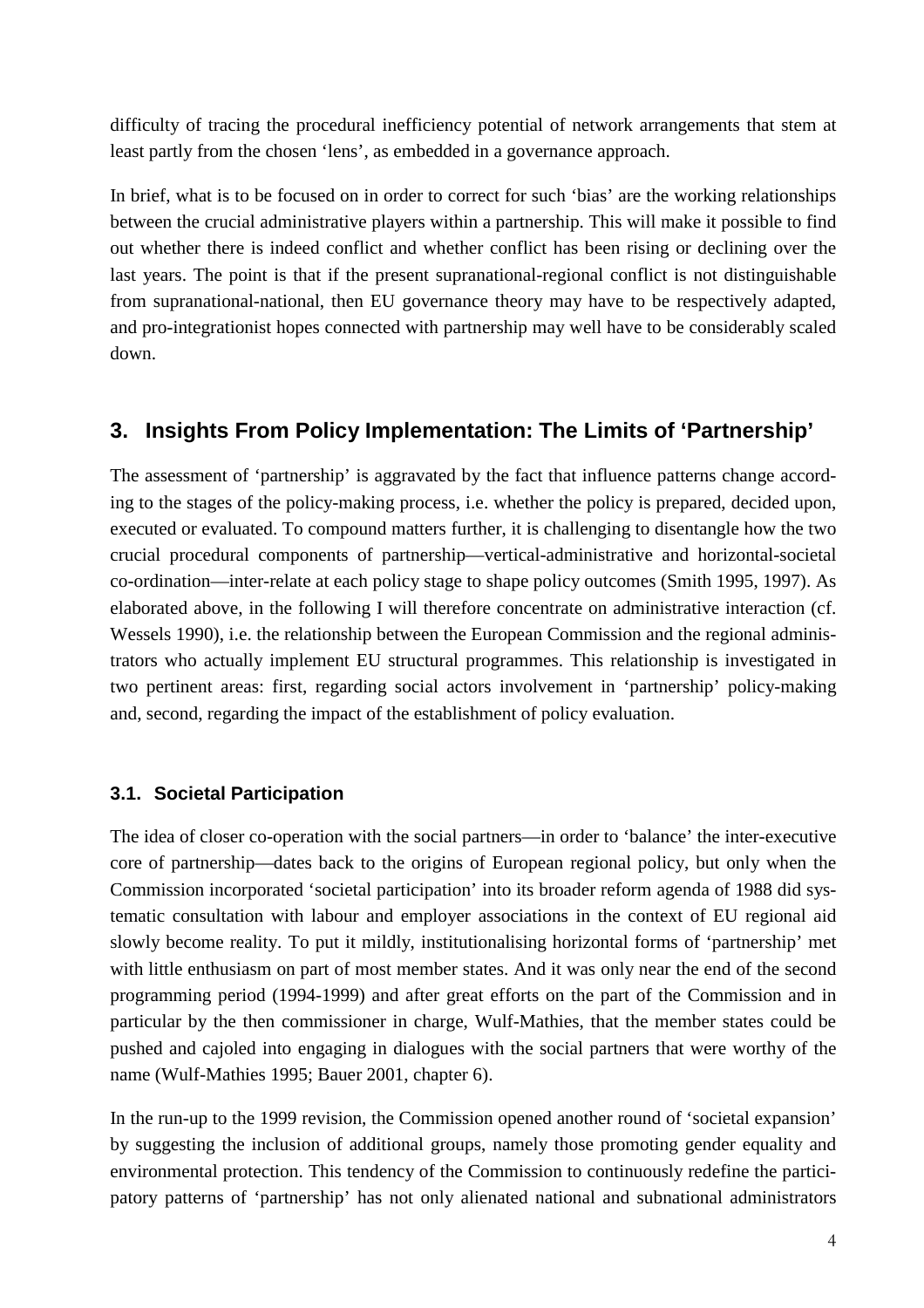difficulty of tracing the procedural inefficiency potential of network arrangements that stem at least partly from the chosen 'lens', as embedded in a governance approach.

In brief, what is to be focused on in order to correct for such 'bias' are the working relationships between the crucial administrative players within a partnership. This will make it possible to find out whether there is indeed conflict and whether conflict has been rising or declining over the last years. The point is that if the present supranational-regional conflict is not distinguishable from supranational-national, then EU governance theory may have to be respectively adapted, and pro-integrationist hopes connected with partnership may well have to be considerably scaled down.

## 3. Insights From Policy Implementation: The Limits of 'Partnership'

The assessment of 'partnership' is aggravated by the fact that influence patterns change according to the stages of the policy-making process, i.e. whether the policy is prepared, decided upon, executed or evaluated. To compound matters further, it is challenging to disentangle how the two crucial procedural components of partnership—vertical-administrative and horizontal-societal co-ordination—inter-relate at each policy stage to shape policy outcomes (Smith 1995, 1997). As elaborated above, in the following I will therefore concentrate on administrative interaction (cf. Wessels 1990), i.e. the relationship between the European Commission and the regional administrators who actually implement EU structural programmes. This relationship is investigated in two pertinent areas: first, regarding social actors involvement in 'partnership' policy-making and, second, regarding the impact of the establishment of policy evaluation.

### 3.1. Societal Participation

The idea of closer co-operation with the social partners—in order to 'balance' the inter-executive core of partnership—dates back to the origins of European regional policy, but only when the Commission incorporated 'societal participation' into its broader reform agenda of 1988 did systematic consultation with labour and employer associations in the context of EU regional aid slowly become reality. To put it mildly, institutionalising horizontal forms of 'partnership' met with little enthusiasm on part of most member states. And it was only near the end of the second programming period (1994-1999) and after great efforts on the part of the Commission and in particular by the then commissioner in charge, Wulf-Mathies, that the member states could be pushed and cajoled into engaging in dialogues with the social partners that were worthy of the name (Wulf-Mathies 1995; Bauer 2001, chapter 6).

In the run-up to the 1999 revision, the Commission opened another round of 'societal expansion' by suggesting the inclusion of additional groups, namely those promoting gender equality and environmental protection. This tendency of the Commission to continuously redefine the participatory patterns of 'partnership' has not only alienated national and subnational administrators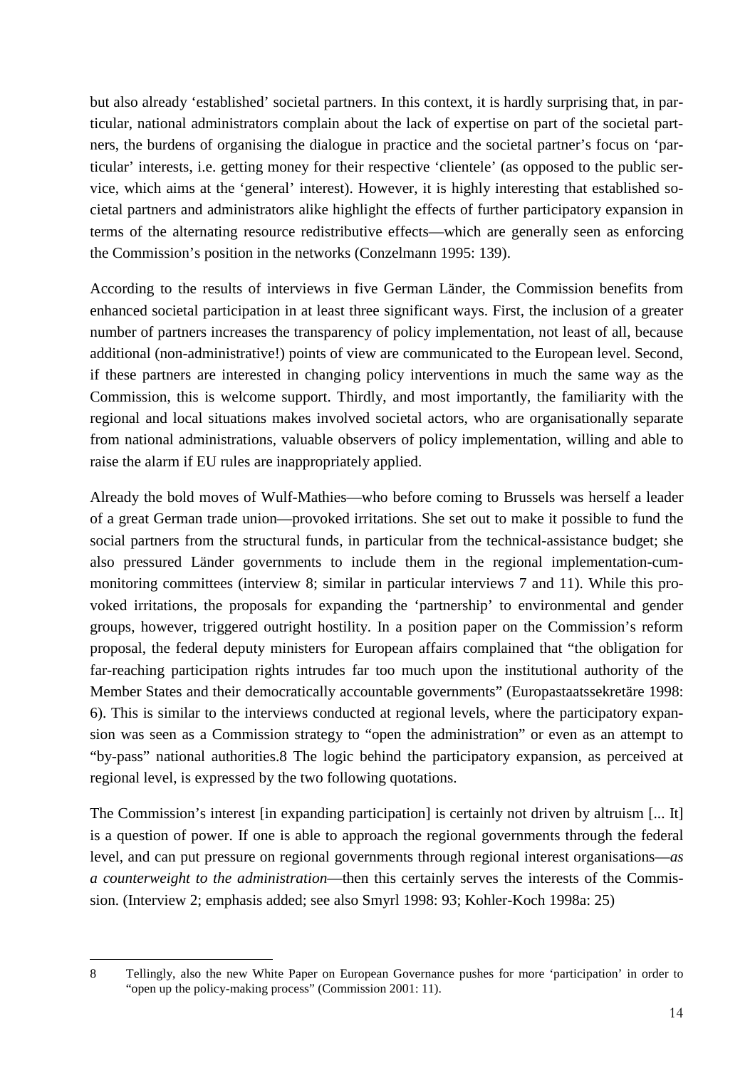but also already 'established' societal partners. In this context, it is hardly surprising that, in particular, national administrators complain about the lack of expertise on part of the societal partners, the burdens of organising the dialogue in practice and the societal partner's focus on 'particular' interests, i.e. getting money for their respective 'clientele' (as opposed to the public service, which aims at the 'general' interest). However, it is highly interesting that established societal partners and administrators alike highlight the effects of further participatory expansion in terms of the alternating resource redistributive effects—which are generally seen as enforcing the Commission's position in the networks (Conzelmann 1995: 139).

According to the results of interviews in five German Länder, the Commission benefits from enhanced societal participation in at least three significant ways. First, the inclusion of a greater number of partners increases the transparency of policy implementation, not least of all, because additional (non-administrative!) points of view are communicated to the European level. Second, if these partners are interested in changing policy interventions in much the same way as the Commission, this is welcome support. Thirdly, and most importantly, the familiarity with the regional and local situations makes involved societal actors, who are organisationally separate from national administrations, valuable observers of policy implementation, willing and able to raise the alarm if EU rules are inappropriately applied.

Already the bold moves of Wulf-Mathies—who before coming to Brussels was herself a leader of a great German trade union—provoked irritations. She set out to make it possible to fund the social partners from the structural funds, in particular from the technical-assistance budget; she also pressured Länder governments to include them in the regional implementation-cum-monitoring committees (interview 8; similar in particular interviews 7 and 11). While this provoked irritations, the proposals for expanding the 'partnership' to environmental and gender groups, however, triggered outright hostility. In a position paper on the Commission's reform proposal, the federal deputy ministers for European affairs complained that "the obligation for far-reaching participation rights intrudes far too much upon the institutional authority of the Member States and their democratically accountable governments" (Europastaatssekretäre 1998: 6). This is similar to the interviews conducted at regional levels, where the participatory expansion was seen as a Commission strategy to "open the administration" or even as an attempt to "by-pass" national authorities.[8] The logic behind the participatory expansion, as perceived at regional level, is expressed by the two following quotations.

> The Commission's interest [in expanding participation] is certainly not driven by altruism [... It] is a question of power. If one is able to approach the regional governments through the federal level, and can put pressure on regional governments through regional interest organisations—*as a counterweight to the administration*—then this certainly serves the interests of the Commission. (Interview 2; emphasis added; see also Smyrl 1998: 93; Kohler-Koch 1998a: 25)

---

8 Tellingly, also the new White Paper on European Governance pushes for more 'participation' in order to "open up the policy-making process" (Commission 2001: 11).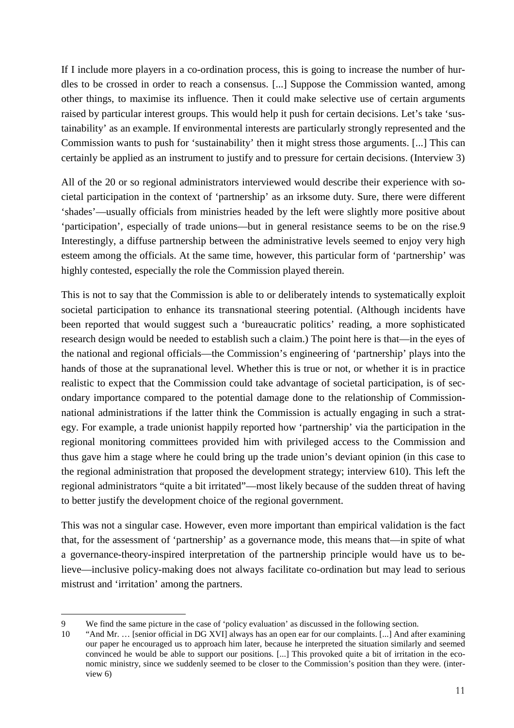If I include more players in a co-ordination process, this is going to increase the number of hurdles to be crossed in order to reach a consensus. [...] Suppose the Commission wanted, among other things, to maximise its influence. Then it could make selective use of certain arguments raised by particular interest groups. This would help it push for certain decisions. Let's take 'sustainability' as an example. If environmental interests are particularly strongly represented and the Commission wants to push for 'sustainability' then it might stress those arguments. [...] This can certainly be applied as an instrument to justify and to pressure for certain decisions. (Interview 3)

All of the 20 or so regional administrators interviewed would describe their experience with societal participation in the context of 'partnership' as an irksome duty. Sure, there were different 'shades'—usually officials from ministries headed by the left were slightly more positive about 'participation', especially of trade unions—but in general resistance seems to be on the rise.[9] Interestingly, a diffuse partnership between the administrative levels seemed to enjoy very high esteem among the officials. At the same time, however, this particular form of 'partnership' was highly contested, especially the role the Commission played therein.

This is not to say that the Commission is able to or deliberately intends to systematically exploit societal participation to enhance its transnational steering potential. (Although incidents have been reported that would suggest such a 'bureaucratic politics' reading, a more sophisticated research design would be needed to establish such a claim.) The point here is that—in the eyes of the national and regional officials—the Commission's engineering of 'partnership' plays into the hands of those at the supranational level. Whether this is true or not, or whether it is in practice realistic to expect that the Commission could take advantage of societal participation, is of secondary importance compared to the potential damage done to the relationship of Commission-national administrations if the latter think the Commission is actually engaging in such a strategy. For example, a trade unionist happily reported how 'partnership' via the participation in the regional monitoring committees provided him with privileged access to the Commission and thus gave him a stage where he could bring up the trade union's deviant opinion (in this case to the regional administration that proposed the development strategy; interview 6[10]). This left the regional administrators "quite a bit irritated"—most likely because of the sudden threat of having to better justify the development choice of the regional government.

This was not a singular case. However, even more important than empirical validation is the fact that, for the assessment of 'partnership' as a governance mode, this means that—in spite of what a governance-theory-inspired interpretation of the partnership principle would have us to believe—inclusive policy-making does not always facilitate co-ordination but may lead to serious mistrust and 'irritation' among the partners.

---

9 We find the same picture in the case of 'policy evaluation' as discussed in the following section.

10 "And Mr. … [senior official in DG XVI] always has an open ear for our complaints. [...] And after examining our paper he encouraged us to approach him later, because he interpreted the situation similarly and seemed convinced he would be able to support our positions. [...] This provoked quite a bit of irritation in the economic ministry, since we suddenly seemed to be closer to the Commission's position than they were. (interview 6)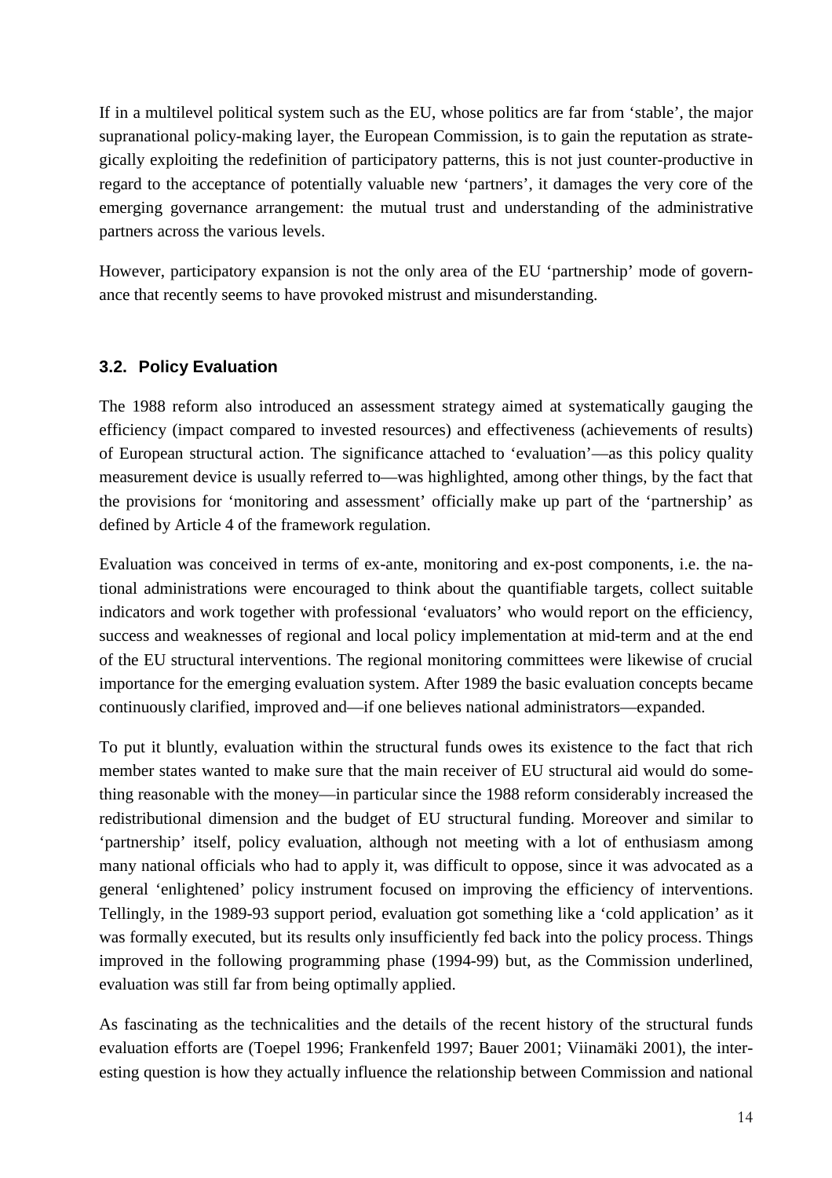If in a multilevel political system such as the EU, whose politics are far from 'stable', the major supranational policy-making layer, the European Commission, is to gain the reputation as strategically exploiting the redefinition of participatory patterns, this is not just counter-productive in regard to the acceptance of potentially valuable new 'partners', it damages the very core of the emerging governance arrangement: the mutual trust and understanding of the administrative partners across the various levels.

However, participatory expansion is not the only area of the EU 'partnership' mode of governance that recently seems to have provoked mistrust and misunderstanding.

### 3.2. Policy Evaluation

The 1988 reform also introduced an assessment strategy aimed at systematically gauging the efficiency (impact compared to invested resources) and effectiveness (achievements of results) of European structural action. The significance attached to 'evaluation'—as this policy quality measurement device is usually referred to—was highlighted, among other things, by the fact that the provisions for 'monitoring and assessment' officially make up part of the 'partnership' as defined by Article 4 of the framework regulation.

Evaluation was conceived in terms of ex-ante, monitoring and ex-post components, i.e. the national administrations were encouraged to think about the quantifiable targets, collect suitable indicators and work together with professional 'evaluators' who would report on the efficiency, success and weaknesses of regional and local policy implementation at mid-term and at the end of the EU structural interventions. The regional monitoring committees were likewise of crucial importance for the emerging evaluation system. After 1989 the basic evaluation concepts became continuously clarified, improved and—if one believes national administrators—expanded.

To put it bluntly, evaluation within the structural funds owes its existence to the fact that rich member states wanted to make sure that the main receiver of EU structural aid would do something reasonable with the money—in particular since the 1988 reform considerably increased the redistributional dimension and the budget of EU structural funding. Moreover and similar to 'partnership' itself, policy evaluation, although not meeting with a lot of enthusiasm among many national officials who had to apply it, was difficult to oppose, since it was advocated as a general 'enlightened' policy instrument focused on improving the efficiency of interventions. Tellingly, in the 1989-93 support period, evaluation got something like a 'cold application' as it was formally executed, but its results only insufficiently fed back into the policy process. Things improved in the following programming phase (1994-99) but, as the Commission underlined, evaluation was still far from being optimally applied.

As fascinating as the technicalities and the details of the recent history of the structural funds evaluation efforts are (Toepel 1996; Frankenfeld 1997; Bauer 2001; Viinamäki 2001), the interesting question is how they actually influence the relationship between Commission and national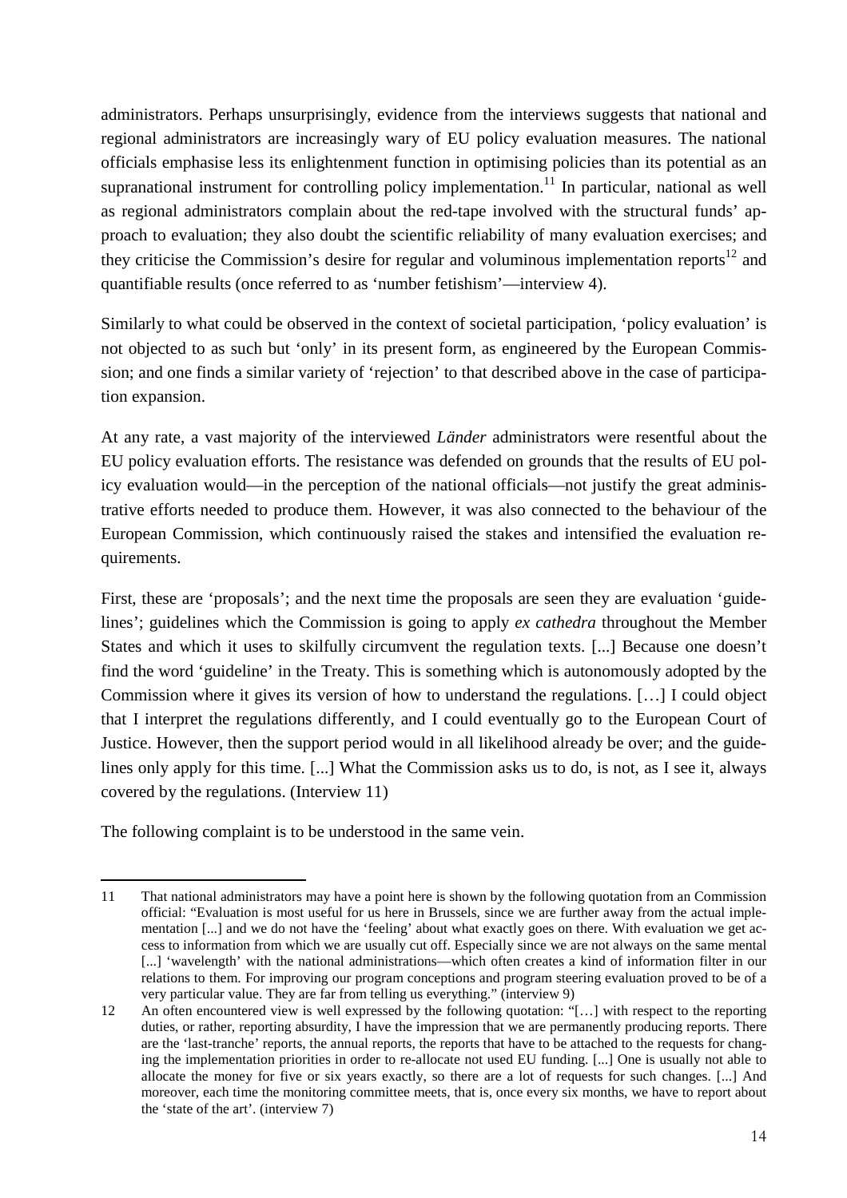administrators. Perhaps unsurprisingly, evidence from the interviews suggests that national and regional administrators are increasingly wary of EU policy evaluation measures. The national officials emphasise less its enlightenment function in optimising policies than its potential as an supranational instrument for controlling policy implementation.[11] In particular, national as well as regional administrators complain about the red-tape involved with the structural funds' approach to evaluation; they also doubt the scientific reliability of many evaluation exercises; and they criticise the Commission's desire for regular and voluminous implementation reports[12] and quantifiable results (once referred to as 'number fetishism'—interview 4).

Similarly to what could be observed in the context of societal participation, 'policy evaluation' is not objected to as such but 'only' in its present form, as engineered by the European Commission; and one finds a similar variety of 'rejection' to that described above in the case of participation expansion.

At any rate, a vast majority of the interviewed *Länder* administrators were resentful about the EU policy evaluation efforts. The resistance was defended on grounds that the results of EU policy evaluation would—in the perception of the national officials—not justify the great administrative efforts needed to produce them. However, it was also connected to the behaviour of the European Commission, which continuously raised the stakes and intensified the evaluation requirements.

First, these are 'proposals'; and the next time the proposals are seen they are evaluation 'guidelines'; guidelines which the Commission is going to apply *ex cathedra* throughout the Member States and which it uses to skilfully circumvent the regulation texts. [...] Because one doesn't find the word 'guideline' in the Treaty. This is something which is autonomously adopted by the Commission where it gives its version of how to understand the regulations. […] I could object that I interpret the regulations differently, and I could eventually go to the European Court of Justice. However, then the support period would in all likelihood already be over; and the guidelines only apply for this time. [...] What the Commission asks us to do, is not, as I see it, always covered by the regulations. (Interview 11)

The following complaint is to be understood in the same vein.

---

11 That national administrators may have a point here is shown by the following quotation from an Commission official: "Evaluation is most useful for us here in Brussels, since we are further away from the actual implementation [...] and we do not have the 'feeling' about what exactly goes on there. With evaluation we get access to information from which we are usually cut off. Especially since we are not always on the same mental [...] 'wavelength' with the national administrations—which often creates a kind of information filter in our relations to them. For improving our program conceptions and program steering evaluation proved to be of a very particular value. They are far from telling us everything." (interview 9)

12 An often encountered view is well expressed by the following quotation: "[…] with respect to the reporting duties, or rather, reporting absurdity, I have the impression that we are permanently producing reports. There are the 'last-tranche' reports, the annual reports, the reports that have to be attached to the requests for changing the implementation priorities in order to re-allocate not used EU funding. [...] One is usually not able to allocate the money for five or six years exactly, so there are a lot of requests for such changes. [...] And moreover, each time the monitoring committee meets, that is, once every six months, we have to report about the 'state of the art'. (interview 7)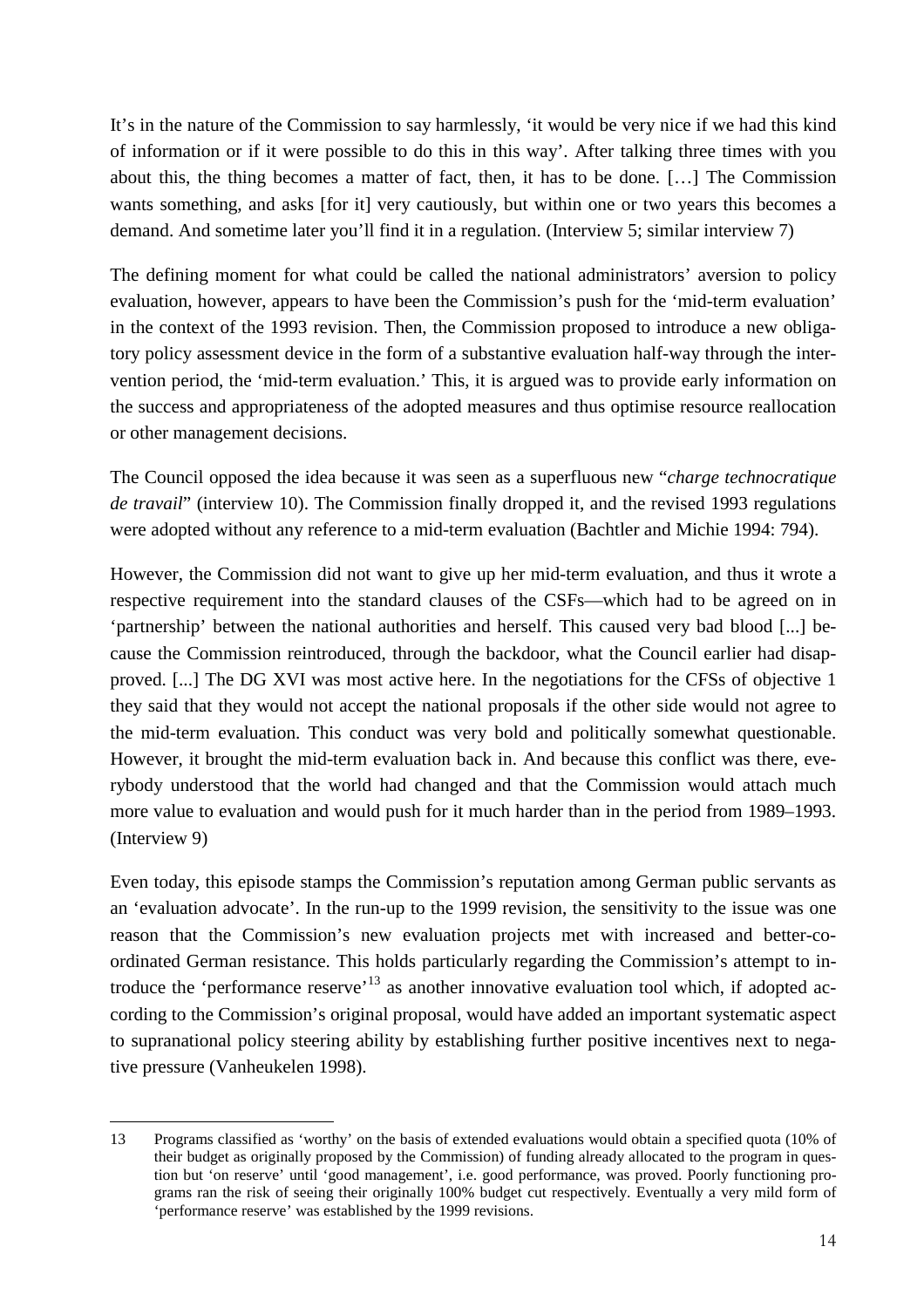It's in the nature of the Commission to say harmlessly, 'it would be very nice if we had this kind of information or if it were possible to do this in this way'. After talking three times with you about this, the thing becomes a matter of fact, then, it has to be done. […] The Commission wants something, and asks [for it] very cautiously, but within one or two years this becomes a demand. And sometime later you'll find it in a regulation. (Interview 5; similar interview 7)

The defining moment for what could be called the national administrators' aversion to policy evaluation, however, appears to have been the Commission's push for the 'mid-term evaluation' in the context of the 1993 revision. Then, the Commission proposed to introduce a new obligatory policy assessment device in the form of a substantive evaluation half-way through the intervention period, the 'mid-term evaluation.' This, it is argued was to provide early information on the success and appropriateness of the adopted measures and thus optimise resource reallocation or other management decisions.

The Council opposed the idea because it was seen as a superfluous new "*charge technocratique de travail*" (interview 10). The Commission finally dropped it, and the revised 1993 regulations were adopted without any reference to a mid-term evaluation (Bachtler and Michie 1994: 794).

However, the Commission did not want to give up her mid-term evaluation, and thus it wrote a respective requirement into the standard clauses of the CSFs—which had to be agreed on in 'partnership' between the national authorities and herself. This caused very bad blood [...] because the Commission reintroduced, through the backdoor, what the Council earlier had disapproved. [...] The DG XVI was most active here. In the negotiations for the CFSs of objective 1 they said that they would not accept the national proposals if the other side would not agree to the mid-term evaluation. This conduct was very bold and politically somewhat questionable. However, it brought the mid-term evaluation back in. And because this conflict was there, everybody understood that the world had changed and that the Commission would attach much more value to evaluation and would push for it much harder than in the period from 1989–1993. (Interview 9)

Even today, this episode stamps the Commission's reputation among German public servants as an 'evaluation advocate'. In the run-up to the 1999 revision, the sensitivity to the issue was one reason that the Commission's new evaluation projects met with increased and better-coordinated German resistance. This holds particularly regarding the Commission's attempt to introduce the 'performance reserve'[13] as another innovative evaluation tool which, if adopted according to the Commission's original proposal, would have added an important systematic aspect to supranational policy steering ability by establishing further positive incentives next to negative pressure (Vanheukelen 1998).

---

13 Programs classified as 'worthy' on the basis of extended evaluations would obtain a specified quota (10% of their budget as originally proposed by the Commission) of funding already allocated to the program in question but 'on reserve' until 'good management', i.e. good performance, was proved. Poorly functioning programs ran the risk of seeing their originally 100% budget cut respectively. Eventually a very mild form of 'performance reserve' was established by the 1999 revisions.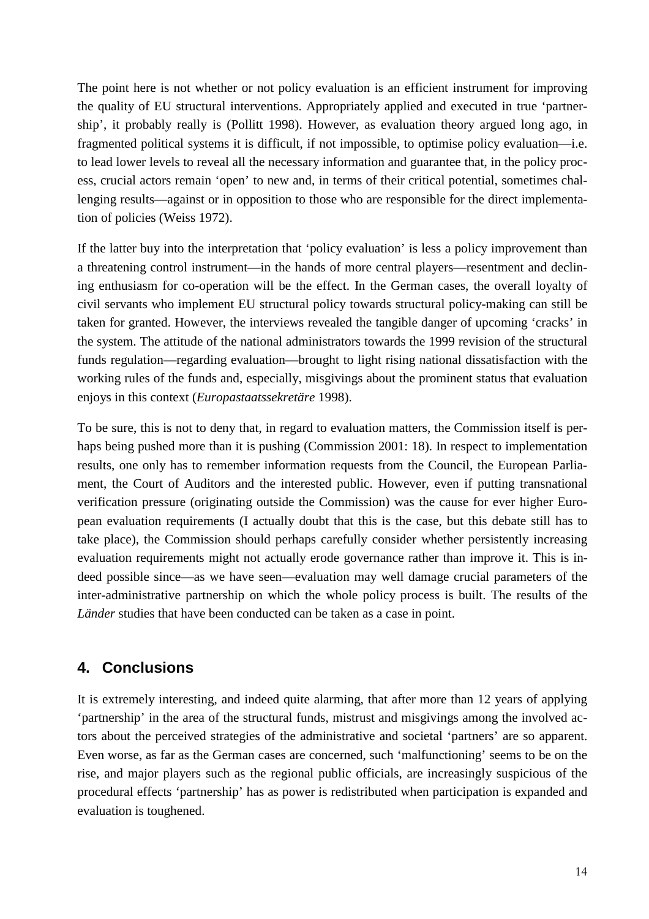The point here is not whether or not policy evaluation is an efficient instrument for improving the quality of EU structural interventions. Appropriately applied and executed in true 'partnership', it probably really is (Pollitt 1998). However, as evaluation theory argued long ago, in fragmented political systems it is difficult, if not impossible, to optimise policy evaluation—i.e. to lead lower levels to reveal all the necessary information and guarantee that, in the policy process, crucial actors remain 'open' to new and, in terms of their critical potential, sometimes challenging results—against or in opposition to those who are responsible for the direct implementation of policies (Weiss 1972).

If the latter buy into the interpretation that 'policy evaluation' is less a policy improvement than a threatening control instrument—in the hands of more central players—resentment and declining enthusiasm for co-operation will be the effect. In the German cases, the overall loyalty of civil servants who implement EU structural policy towards structural policy-making can still be taken for granted. However, the interviews revealed the tangible danger of upcoming 'cracks' in the system. The attitude of the national administrators towards the 1999 revision of the structural funds regulation—regarding evaluation—brought to light rising national dissatisfaction with the working rules of the funds and, especially, misgivings about the prominent status that evaluation enjoys in this context (*Europastaatssekretäre* 1998).

To be sure, this is not to deny that, in regard to evaluation matters, the Commission itself is perhaps being pushed more than it is pushing (Commission 2001: 18). In respect to implementation results, one only has to remember information requests from the Council, the European Parliament, the Court of Auditors and the interested public. However, even if putting transnational verification pressure (originating outside the Commission) was the cause for ever higher European evaluation requirements (I actually doubt that this is the case, but this debate still has to take place), the Commission should perhaps carefully consider whether persistently increasing evaluation requirements might not actually erode governance rather than improve it. This is indeed possible since—as we have seen—evaluation may well damage crucial parameters of the inter-administrative partnership on which the whole policy process is built. The results of the *Länder* studies that have been conducted can be taken as a case in point.

## 4. Conclusions

It is extremely interesting, and indeed quite alarming, that after more than 12 years of applying 'partnership' in the area of the structural funds, mistrust and misgivings among the involved actors about the perceived strategies of the administrative and societal 'partners' are so apparent. Even worse, as far as the German cases are concerned, such 'malfunctioning' seems to be on the rise, and major players such as the regional public officials, are increasingly suspicious of the procedural effects 'partnership' has as power is redistributed when participation is expanded and evaluation is toughened.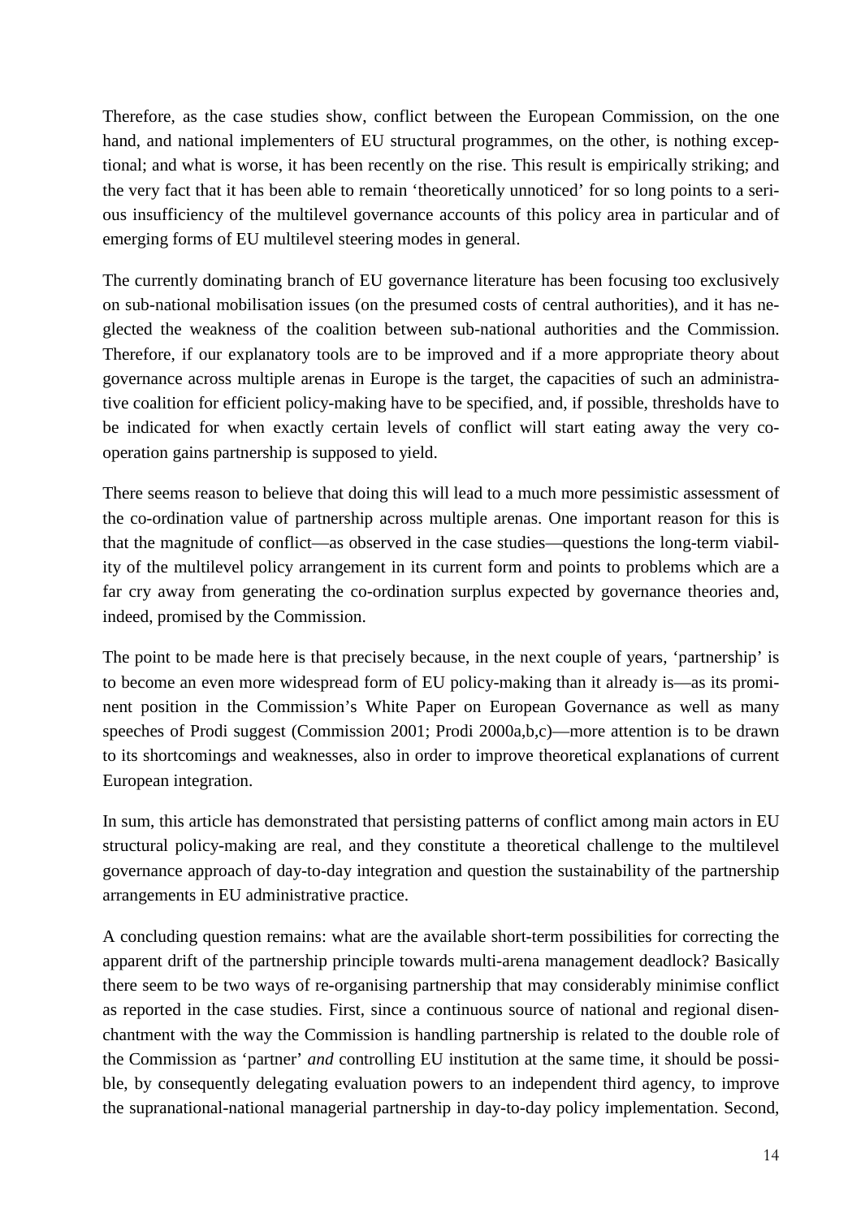Therefore, as the case studies show, conflict between the European Commission, on the one hand, and national implementers of EU structural programmes, on the other, is nothing exceptional; and what is worse, it has been recently on the rise. This result is empirically striking; and the very fact that it has been able to remain 'theoretically unnoticed' for so long points to a serious insufficiency of the multilevel governance accounts of this policy area in particular and of emerging forms of EU multilevel steering modes in general.

The currently dominating branch of EU governance literature has been focusing too exclusively on sub-national mobilisation issues (on the presumed costs of central authorities), and it has neglected the weakness of the coalition between sub-national authorities and the Commission. Therefore, if our explanatory tools are to be improved and if a more appropriate theory about governance across multiple arenas in Europe is the target, the capacities of such an administrative coalition for efficient policy-making have to be specified, and, if possible, thresholds have to be indicated for when exactly certain levels of conflict will start eating away the very co-operation gains partnership is supposed to yield.

There seems reason to believe that doing this will lead to a much more pessimistic assessment of the co-ordination value of partnership across multiple arenas. One important reason for this is that the magnitude of conflict—as observed in the case studies—questions the long-term viability of the multilevel policy arrangement in its current form and points to problems which are a far cry away from generating the co-ordination surplus expected by governance theories and, indeed, promised by the Commission.

The point to be made here is that precisely because, in the next couple of years, 'partnership' is to become an even more widespread form of EU policy-making than it already is—as its prominent position in the Commission's White Paper on European Governance as well as many speeches of Prodi suggest (Commission 2001; Prodi 2000a,b,c)—more attention is to be drawn to its shortcomings and weaknesses, also in order to improve theoretical explanations of current European integration.

In sum, this article has demonstrated that persisting patterns of conflict among main actors in EU structural policy-making are real, and they constitute a theoretical challenge to the multilevel governance approach of day-to-day integration and question the sustainability of the partnership arrangements in EU administrative practice.

A concluding question remains: what are the available short-term possibilities for correcting the apparent drift of the partnership principle towards multi-arena management deadlock? Basically there seem to be two ways of re-organising partnership that may considerably minimise conflict as reported in the case studies. First, since a continuous source of national and regional disenchantment with the way the Commission is handling partnership is related to the double role of the Commission as 'partner' *and* controlling EU institution at the same time, it should be possible, by consequently delegating evaluation powers to an independent third agency, to improve the supranational-national managerial partnership in day-to-day policy implementation. Second,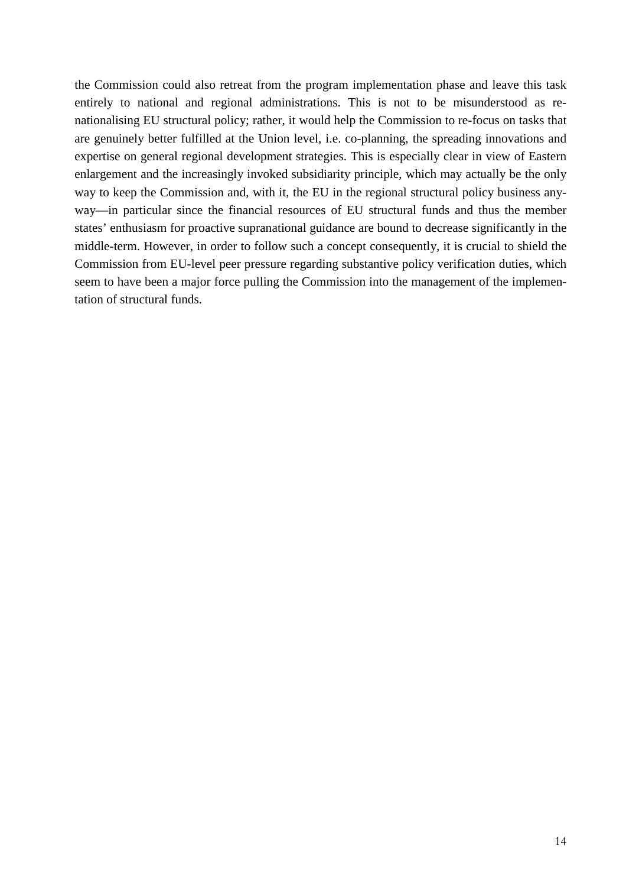the Commission could also retreat from the program implementation phase and leave this task entirely to national and regional administrations. This is not to be misunderstood as re-nationalising EU structural policy; rather, it would help the Commission to re-focus on tasks that are genuinely better fulfilled at the Union level, i.e. co-planning, the spreading innovations and expertise on general regional development strategies. This is especially clear in view of Eastern enlargement and the increasingly invoked subsidiarity principle, which may actually be the only way to keep the Commission and, with it, the EU in the regional structural policy business anyway—in particular since the financial resources of EU structural funds and thus the member states' enthusiasm for proactive supranational guidance are bound to decrease significantly in the middle-term. However, in order to follow such a concept consequently, it is crucial to shield the Commission from EU-level peer pressure regarding substantive policy verification duties, which seem to have been a major force pulling the Commission into the management of the implementation of structural funds.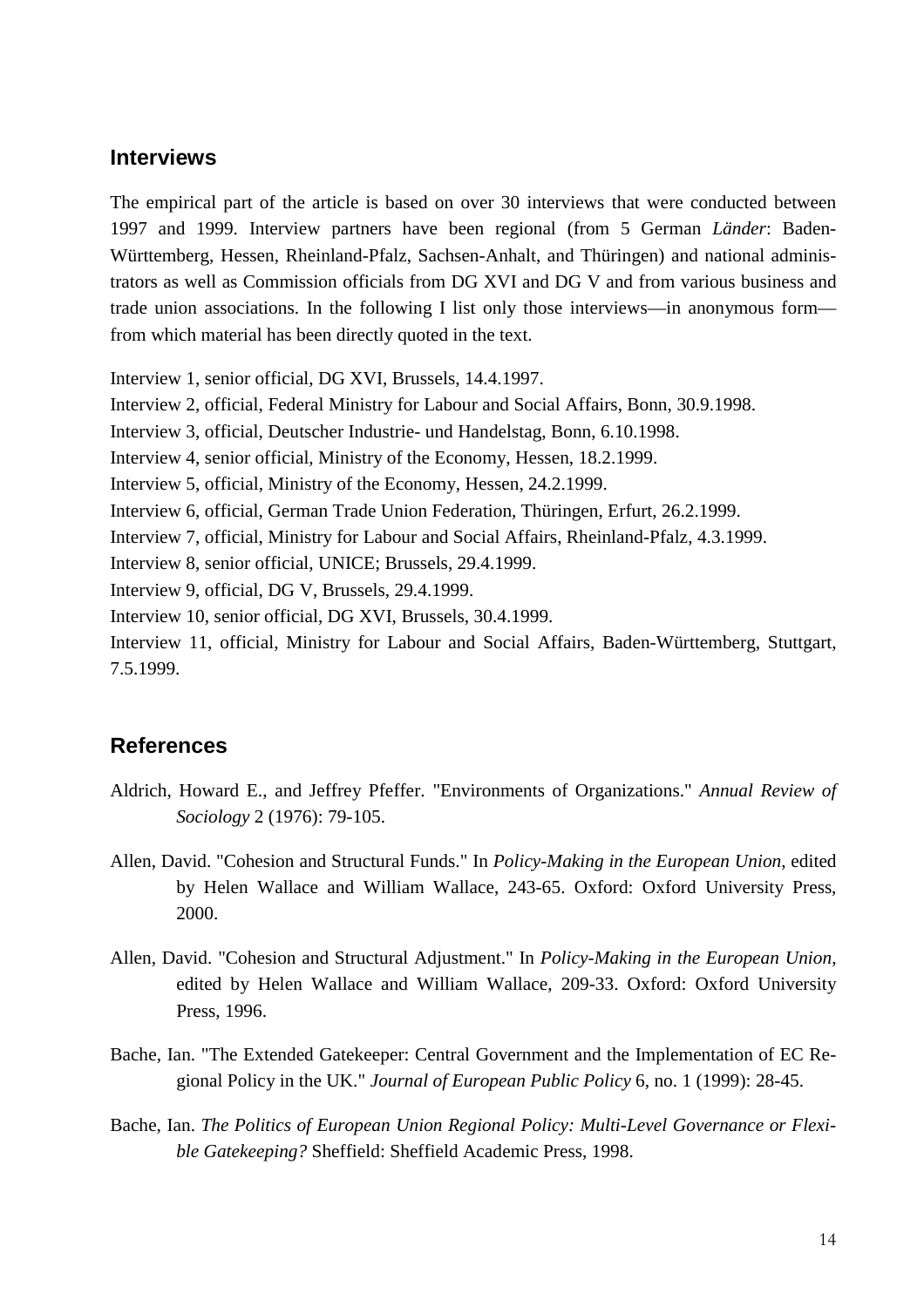## Interviews

The empirical part of the article is based on over 30 interviews that were conducted between 1997 and 1999. Interview partners have been regional (from 5 German *Länder*: Baden-Württemberg, Hessen, Rheinland-Pfalz, Sachsen-Anhalt, and Thüringen) and national administrators as well as Commission officials from DG XVI and DG V and from various business and trade union associations. In the following I list only those interviews—in anonymous form—from which material has been directly quoted in the text.

Interview 1, senior official, DG XVI, Brussels, 14.4.1997.
Interview 2, official, Federal Ministry for Labour and Social Affairs, Bonn, 30.9.1998.
Interview 3, official, Deutscher Industrie- und Handelstag, Bonn, 6.10.1998.
Interview 4, senior official, Ministry of the Economy, Hessen, 18.2.1999.
Interview 5, official, Ministry of the Economy, Hessen, 24.2.1999.
Interview 6, official, German Trade Union Federation, Thüringen, Erfurt, 26.2.1999.
Interview 7, official, Ministry for Labour and Social Affairs, Rheinland-Pfalz, 4.3.1999.
Interview 8, senior official, UNICE; Brussels, 29.4.1999.
Interview 9, official, DG V, Brussels, 29.4.1999.
Interview 10, senior official, DG XVI, Brussels, 30.4.1999.
Interview 11, official, Ministry for Labour and Social Affairs, Baden-Württemberg, Stuttgart, 7.5.1999.

## References

Aldrich, Howard E., and Jeffrey Pfeffer. "Environments of Organizations." *Annual Review of Sociology* 2 (1976): 79-105.

Allen, David. "Cohesion and Structural Funds." In *Policy-Making in the European Union*, edited by Helen Wallace and William Wallace, 243-65. Oxford: Oxford University Press, 2000.

Allen, David. "Cohesion and Structural Adjustment." In *Policy-Making in the European Union*, edited by Helen Wallace and William Wallace, 209-33. Oxford: Oxford University Press, 1996.

Bache, Ian. "The Extended Gatekeeper: Central Government and the Implementation of EC Regional Policy in the UK." *Journal of European Public Policy* 6, no. 1 (1999): 28-45.

Bache, Ian. *The Politics of European Union Regional Policy: Multi-Level Governance or Flexible Gatekeeping?* Sheffield: Sheffield Academic Press, 1998.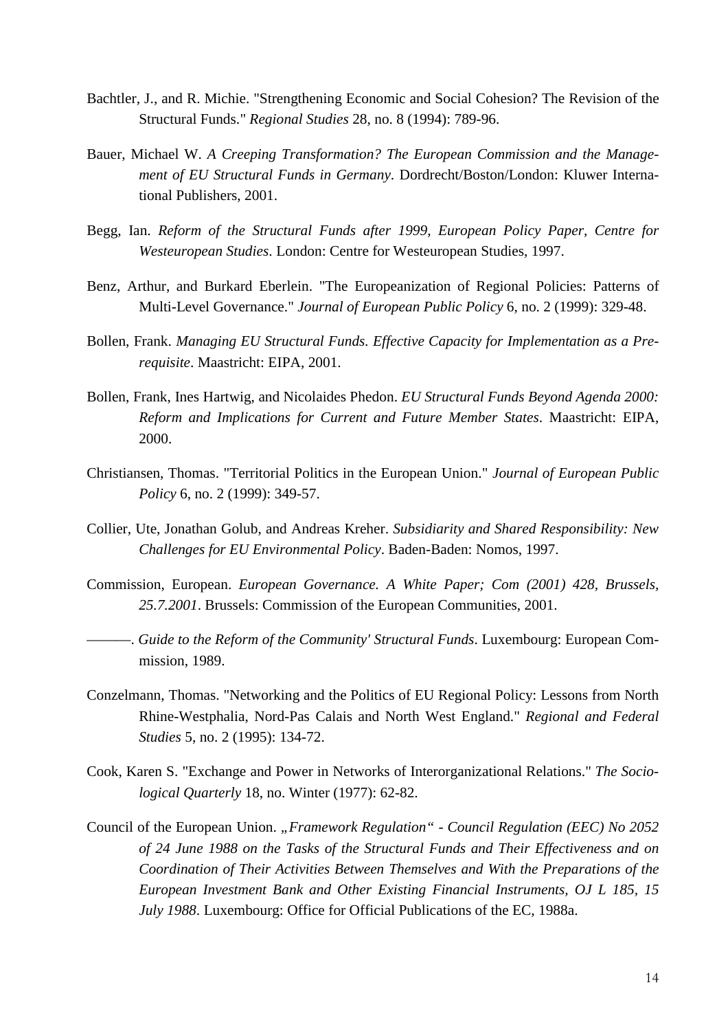Bachtler, J., and R. Michie. "Strengthening Economic and Social Cohesion? The Revision of the Structural Funds." *Regional Studies* 28, no. 8 (1994): 789-96.

Bauer, Michael W. *A Creeping Transformation? The European Commission and the Management of EU Structural Funds in Germany*. Dordrecht/Boston/London: Kluwer International Publishers, 2001.

Begg, Ian. *Reform of the Structural Funds after 1999, European Policy Paper, Centre for Westeuropean Studies*. London: Centre for Westeuropean Studies, 1997.

Benz, Arthur, and Burkard Eberlein. "The Europeanization of Regional Policies: Patterns of Multi-Level Governance." *Journal of European Public Policy* 6, no. 2 (1999): 329-48.

Bollen, Frank. *Managing EU Structural Funds. Effective Capacity for Implementation as a Prerequisite*. Maastricht: EIPA, 2001.

Bollen, Frank, Ines Hartwig, and Nicolaides Phedon. *EU Structural Funds Beyond Agenda 2000: Reform and Implications for Current and Future Member States*. Maastricht: EIPA, 2000.

Christiansen, Thomas. "Territorial Politics in the European Union." *Journal of European Public Policy* 6, no. 2 (1999): 349-57.

Collier, Ute, Jonathan Golub, and Andreas Kreher. *Subsidiarity and Shared Responsibility: New Challenges for EU Environmental Policy*. Baden-Baden: Nomos, 1997.

Commission, European. *European Governance. A White Paper; Com (2001) 428, Brussels, 25.7.2001*. Brussels: Commission of the European Communities, 2001.

———. *Guide to the Reform of the Community' Structural Funds*. Luxembourg: European Commission, 1989.

Conzelmann, Thomas. "Networking and the Politics of EU Regional Policy: Lessons from North Rhine-Westphalia, Nord-Pas Calais and North West England." *Regional and Federal Studies* 5, no. 2 (1995): 134-72.

Cook, Karen S. "Exchange and Power in Networks of Interorganizational Relations." *The Sociological Quarterly* 18, no. Winter (1977): 62-82.

Council of the European Union. *„Framework Regulation" - Council Regulation (EEC) No 2052 of 24 June 1988 on the Tasks of the Structural Funds and Their Effectiveness and on Coordination of Their Activities Between Themselves and With the Preparations of the European Investment Bank and Other Existing Financial Instruments, OJ L 185, 15 July 1988*. Luxembourg: Office for Official Publications of the EC, 1988a.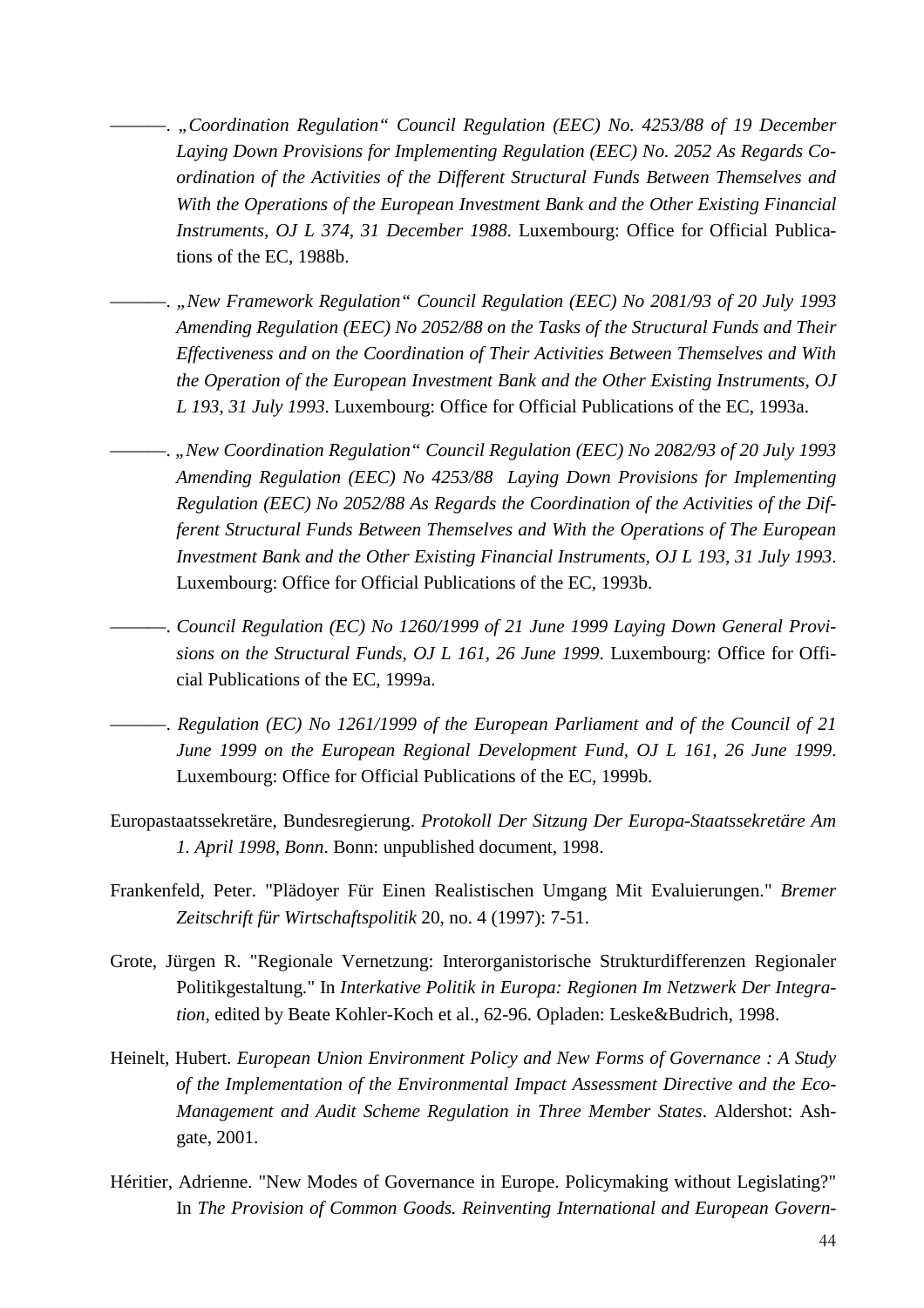———. *„Coordination Regulation“ Council Regulation (EEC) No. 4253/88 of 19 December Laying Down Provisions for Implementing Regulation (EEC) No. 2052 As Regards Co-ordination of the Activities of the Different Structural Funds Between Themselves and With the Operations of the European Investment Bank and the Other Existing Financial Instruments, OJ L 374, 31 December 1988*. Luxembourg: Office for Official Publications of the EC, 1988b.

———. *„New Framework Regulation“ Council Regulation (EEC) No 2081/93 of 20 July 1993 Amending Regulation (EEC) No 2052/88 on the Tasks of the Structural Funds and Their Effectiveness and on the Coordination of Their Activities Between Themselves and With the Operation of the European Investment Bank and the Other Existing Instruments, OJ L 193, 31 July 1993*. Luxembourg: Office for Official Publications of the EC, 1993a.

———. *„New Coordination Regulation“ Council Regulation (EEC) No 2082/93 of 20 July 1993 Amending Regulation (EEC) No 4253/88 Laying Down Provisions for Implementing Regulation (EEC) No 2052/88 As Regards the Coordination of the Activities of the Different Structural Funds Between Themselves and With the Operations of The European Investment Bank and the Other Existing Financial Instruments, OJ L 193, 31 July 1993*. Luxembourg: Office for Official Publications of the EC, 1993b.

———. *Council Regulation (EC) No 1260/1999 of 21 June 1999 Laying Down General Provisions on the Structural Funds, OJ L 161, 26 June 1999*. Luxembourg: Office for Official Publications of the EC, 1999a.

———. *Regulation (EC) No 1261/1999 of the European Parliament and of the Council of 21 June 1999 on the European Regional Development Fund, OJ L 161, 26 June 1999*. Luxembourg: Office for Official Publications of the EC, 1999b.

Europastaatssekretäre, Bundesregierung. *Protokoll Der Sitzung Der Europa-Staatssekretäre Am 1. April 1998, Bonn*. Bonn: unpublished document, 1998.

Frankenfeld, Peter. "Plädoyer Für Einen Realistischen Umgang Mit Evaluierungen." *Bremer Zeitschrift für Wirtschaftspolitik* 20, no. 4 (1997): 7-51.

Grote, Jürgen R. "Regionale Vernetzung: Interorganistorische Strukturdifferenzen Regionaler Politikgestaltung." In *Interkative Politik in Europa: Regionen Im Netzwerk Der Integration*, edited by Beate Kohler-Koch et al., 62-96. Opladen: Leske&Budrich, 1998.

Heinelt, Hubert. *European Union Environment Policy and New Forms of Governance : A Study of the Implementation of the Environmental Impact Assessment Directive and the Eco-Management and Audit Scheme Regulation in Three Member States*. Aldershot: Ashgate, 2001.

Héritier, Adrienne. "New Modes of Governance in Europe. Policymaking without Legislating?" In *The Provision of Common Goods. Reinventing International and European Govern-*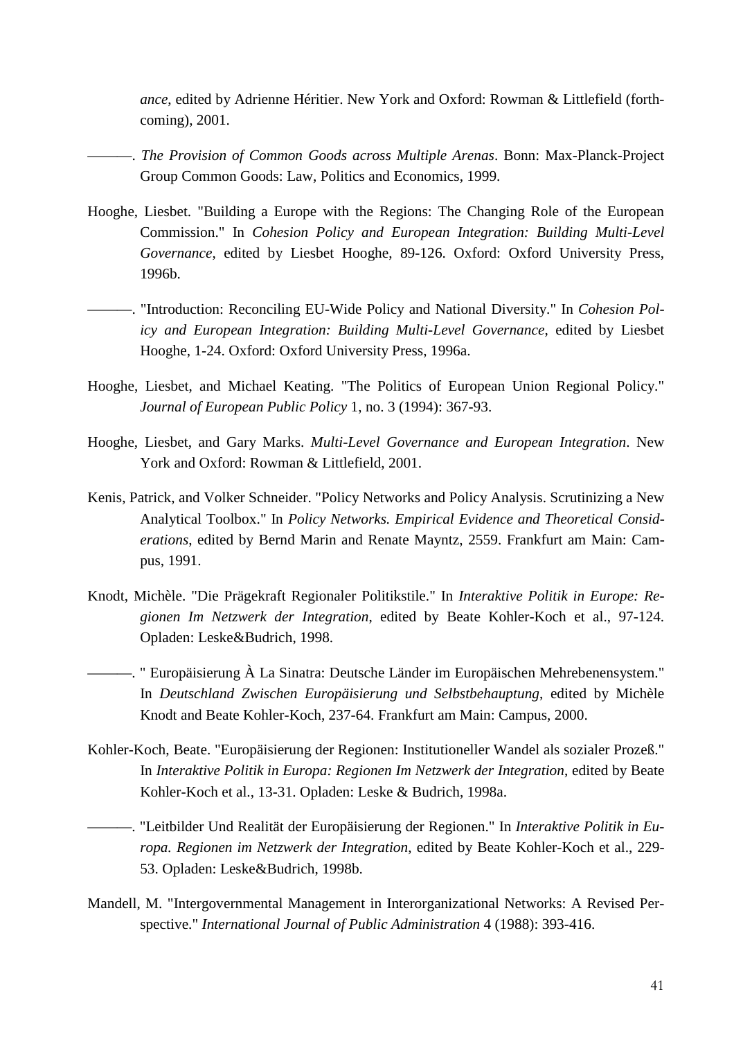*ance*, edited by Adrienne Héritier. New York and Oxford: Rowman & Littlefield (forthcoming), 2001.

———. *The Provision of Common Goods across Multiple Arenas*. Bonn: Max-Planck-Project Group Common Goods: Law, Politics and Economics, 1999.

Hooghe, Liesbet. "Building a Europe with the Regions: The Changing Role of the European Commission." In *Cohesion Policy and European Integration: Building Multi-Level Governance*, edited by Liesbet Hooghe, 89-126. Oxford: Oxford University Press, 1996b.

———. "Introduction: Reconciling EU-Wide Policy and National Diversity." In *Cohesion Policy and European Integration: Building Multi-Level Governance*, edited by Liesbet Hooghe, 1-24. Oxford: Oxford University Press, 1996a.

Hooghe, Liesbet, and Michael Keating. "The Politics of European Union Regional Policy." *Journal of European Public Policy* 1, no. 3 (1994): 367-93.

Hooghe, Liesbet, and Gary Marks. *Multi-Level Governance and European Integration*. New York and Oxford: Rowman & Littlefield, 2001.

Kenis, Patrick, and Volker Schneider. "Policy Networks and Policy Analysis. Scrutinizing a New Analytical Toolbox." In *Policy Networks. Empirical Evidence and Theoretical Considerations*, edited by Bernd Marin and Renate Mayntz, 2559. Frankfurt am Main: Campus, 1991.

Knodt, Michèle. "Die Prägekraft Regionaler Politikstile." In *Interaktive Politik in Europe: Regionen Im Netzwerk der Integration*, edited by Beate Kohler-Koch et al., 97-124. Opladen: Leske&Budrich, 1998.

———. " Europäisierung À La Sinatra: Deutsche Länder im Europäischen Mehrebenensystem." In *Deutschland Zwischen Europäisierung und Selbstbehauptung*, edited by Michèle Knodt and Beate Kohler-Koch, 237-64. Frankfurt am Main: Campus, 2000.

Kohler-Koch, Beate. "Europäisierung der Regionen: Institutioneller Wandel als sozialer Prozeß." In *Interaktive Politik in Europa: Regionen Im Netzwerk der Integration*, edited by Beate Kohler-Koch et al., 13-31. Opladen: Leske & Budrich, 1998a.

———. "Leitbilder Und Realität der Europäisierung der Regionen." In *Interaktive Politik in Europa. Regionen im Netzwerk der Integration*, edited by Beate Kohler-Koch et al., 229-53. Opladen: Leske&Budrich, 1998b.

Mandell, M. "Intergovernmental Management in Interorganizational Networks: A Revised Perspective." *International Journal of Public Administration* 4 (1988): 393-416.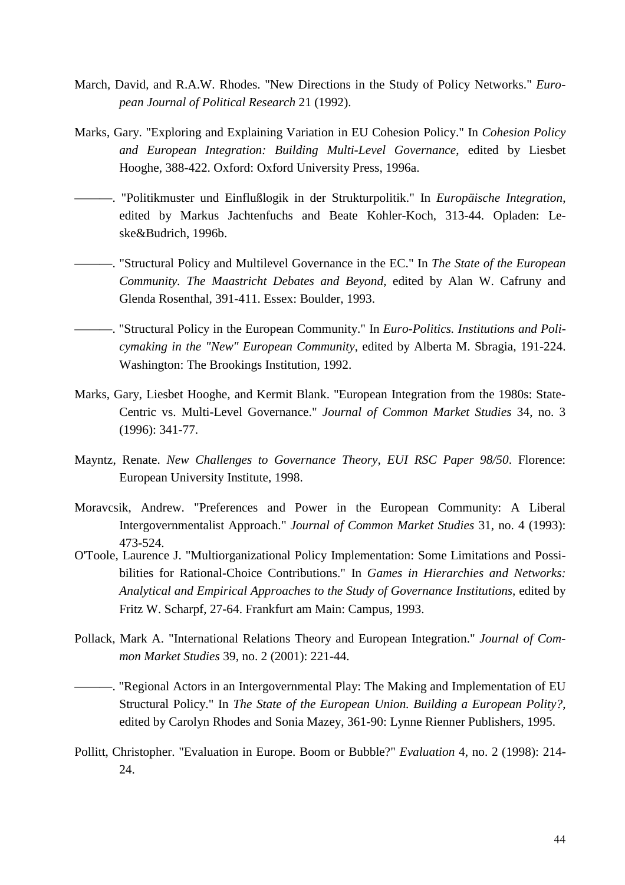March, David, and R.A.W. Rhodes. "New Directions in the Study of Policy Networks." *European Journal of Political Research* 21 (1992).

Marks, Gary. "Exploring and Explaining Variation in EU Cohesion Policy." In *Cohesion Policy and European Integration: Building Multi-Level Governance*, edited by Liesbet Hooghe, 388-422. Oxford: Oxford University Press, 1996a.

———. "Politikmuster und Einflußlogik in der Strukturpolitik." In *Europäische Integration*, edited by Markus Jachtenfuchs and Beate Kohler-Koch, 313-44. Opladen: Leske&Budrich, 1996b.

———. "Structural Policy and Multilevel Governance in the EC." In *The State of the European Community. The Maastricht Debates and Beyond*, edited by Alan W. Cafruny and Glenda Rosenthal, 391-411. Essex: Boulder, 1993.

———. "Structural Policy in the European Community." In *Euro-Politics. Institutions and Policymaking in the "New" European Community*, edited by Alberta M. Sbragia, 191-224. Washington: The Brookings Institution, 1992.

Marks, Gary, Liesbet Hooghe, and Kermit Blank. "European Integration from the 1980s: State-Centric vs. Multi-Level Governance." *Journal of Common Market Studies* 34, no. 3 (1996): 341-77.

Mayntz, Renate. *New Challenges to Governance Theory, EUI RSC Paper 98/50*. Florence: European University Institute, 1998.

Moravcsik, Andrew. "Preferences and Power in the European Community: A Liberal Intergovernmentalist Approach." *Journal of Common Market Studies* 31, no. 4 (1993): 473-524.

O'Toole, Laurence J. "Multiorganizational Policy Implementation: Some Limitations and Possibilities for Rational-Choice Contributions." In *Games in Hierarchies and Networks: Analytical and Empirical Approaches to the Study of Governance Institutions*, edited by Fritz W. Scharpf, 27-64. Frankfurt am Main: Campus, 1993.

Pollack, Mark A. "International Relations Theory and European Integration." *Journal of Common Market Studies* 39, no. 2 (2001): 221-44.

———. "Regional Actors in an Intergovernmental Play: The Making and Implementation of EU Structural Policy." In *The State of the European Union. Building a European Polity?*, edited by Carolyn Rhodes and Sonia Mazey, 361-90: Lynne Rienner Publishers, 1995.

Pollitt, Christopher. "Evaluation in Europe. Boom or Bubble?" *Evaluation* 4, no. 2 (1998): 214-24.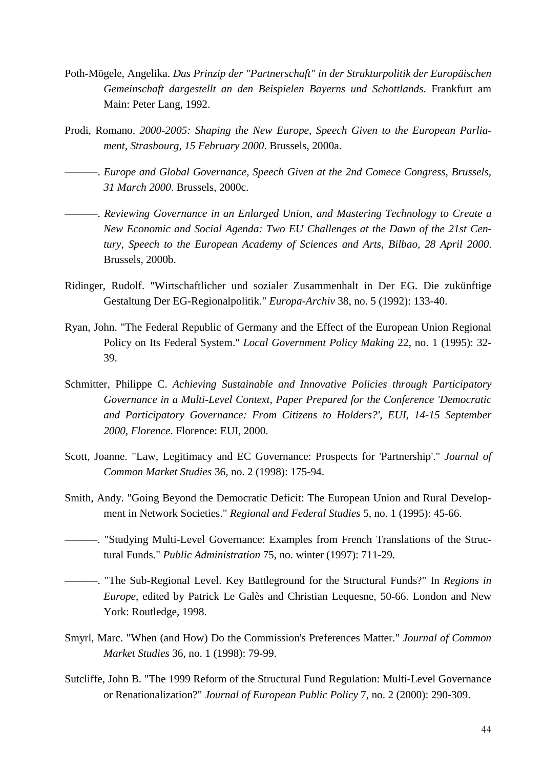Poth-Mögele, Angelika. *Das Prinzip der "Partnerschaft" in der Strukturpolitik der Europäischen Gemeinschaft dargestellt an den Beispielen Bayerns und Schottlands*. Frankfurt am Main: Peter Lang, 1992.

Prodi, Romano. *2000-2005: Shaping the New Europe, Speech Given to the European Parliament, Strasbourg, 15 February 2000*. Brussels, 2000a.

———. *Europe and Global Governance, Speech Given at the 2nd Comece Congress, Brussels, 31 March 2000*. Brussels, 2000c.

———. *Reviewing Governance in an Enlarged Union, and Mastering Technology to Create a New Economic and Social Agenda: Two EU Challenges at the Dawn of the 21st Century, Speech to the European Academy of Sciences and Arts, Bilbao, 28 April 2000*. Brussels, 2000b.

Ridinger, Rudolf. "Wirtschaftlicher und sozialer Zusammenhalt in Der EG. Die zukünftige Gestaltung Der EG-Regionalpolitik." *Europa-Archiv* 38, no. 5 (1992): 133-40.

Ryan, John. "The Federal Republic of Germany and the Effect of the European Union Regional Policy on Its Federal System." *Local Government Policy Making* 22, no. 1 (1995): 32-39.

Schmitter, Philippe C. *Achieving Sustainable and Innovative Policies through Participatory Governance in a Multi-Level Context, Paper Prepared for the Conference 'Democratic and Participatory Governance: From Citizens to Holders?', EUI, 14-15 September 2000, Florence*. Florence: EUI, 2000.

Scott, Joanne. "Law, Legitimacy and EC Governance: Prospects for 'Partnership'." *Journal of Common Market Studies* 36, no. 2 (1998): 175-94.

Smith, Andy. "Going Beyond the Democratic Deficit: The European Union and Rural Development in Network Societies." *Regional and Federal Studies* 5, no. 1 (1995): 45-66.

———. "Studying Multi-Level Governance: Examples from French Translations of the Structural Funds." *Public Administration* 75, no. winter (1997): 711-29.

———. "The Sub-Regional Level. Key Battleground for the Structural Funds?" In *Regions in Europe*, edited by Patrick Le Galès and Christian Lequesne, 50-66. London and New York: Routledge, 1998.

Smyrl, Marc. "When (and How) Do the Commission's Preferences Matter." *Journal of Common Market Studies* 36, no. 1 (1998): 79-99.

Sutcliffe, John B. "The 1999 Reform of the Structural Fund Regulation: Multi-Level Governance or Renationalization?" *Journal of European Public Policy* 7, no. 2 (2000): 290-309.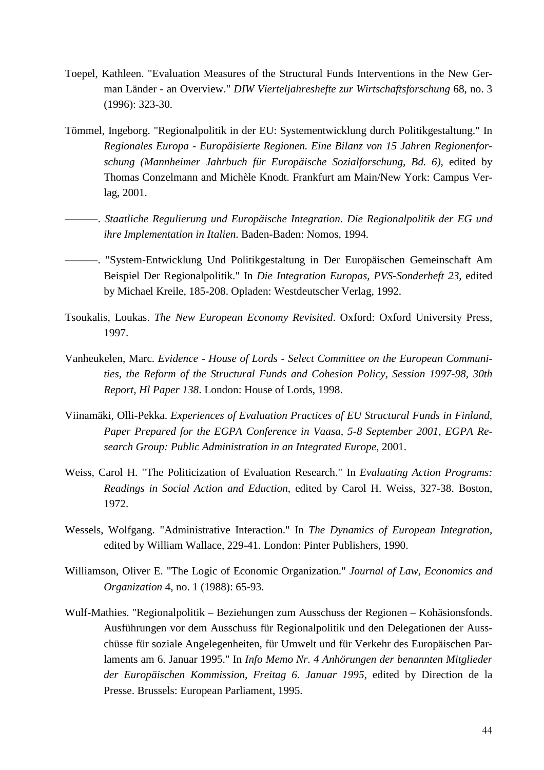Toepel, Kathleen. "Evaluation Measures of the Structural Funds Interventions in the New German Länder - an Overview." *DIW Vierteljahreshefte zur Wirtschaftsforschung* 68, no. 3 (1996): 323-30.

Tömmel, Ingeborg. "Regionalpolitik in der EU: Systementwicklung durch Politikgestaltung." In *Regionales Europa - Europäisierte Regionen. Eine Bilanz von 15 Jahren Regionenforschung (Mannheimer Jahrbuch für Europäische Sozialforschung, Bd. 6)*, edited by Thomas Conzelmann and Michèle Knodt. Frankfurt am Main/New York: Campus Verlag, 2001.

———. *Staatliche Regulierung und Europäische Integration. Die Regionalpolitik der EG und ihre Implementation in Italien*. Baden-Baden: Nomos, 1994.

———. "System-Entwicklung Und Politikgestaltung in Der Europäischen Gemeinschaft Am Beispiel Der Regionalpolitik." In *Die Integration Europas, PVS-Sonderheft 23*, edited by Michael Kreile, 185-208. Opladen: Westdeutscher Verlag, 1992.

Tsoukalis, Loukas. *The New European Economy Revisited*. Oxford: Oxford University Press, 1997.

Vanheukelen, Marc. *Evidence - House of Lords - Select Committee on the European Communities, the Reform of the Structural Funds and Cohesion Policy, Session 1997-98, 30th Report, Hl Paper 138*. London: House of Lords, 1998.

Viinamäki, Olli-Pekka. *Experiences of Evaluation Practices of EU Structural Funds in Finland, Paper Prepared for the EGPA Conference in Vaasa, 5-8 September 2001, EGPA Research Group: Public Administration in an Integrated Europe*, 2001.

Weiss, Carol H. "The Politicization of Evaluation Research." In *Evaluating Action Programs: Readings in Social Action and Eduction*, edited by Carol H. Weiss, 327-38. Boston, 1972.

Wessels, Wolfgang. "Administrative Interaction." In *The Dynamics of European Integration*, edited by William Wallace, 229-41. London: Pinter Publishers, 1990.

Williamson, Oliver E. "The Logic of Economic Organization." *Journal of Law, Economics and Organization* 4, no. 1 (1988): 65-93.

Wulf-Mathies. "Regionalpolitik – Beziehungen zum Ausschuss der Regionen – Kohäsionsfonds. Ausführungen vor dem Ausschuss für Regionalpolitik und den Delegationen der Ausschüsse für soziale Angelegenheiten, für Umwelt und für Verkehr des Europäischen Parlaments am 6. Januar 1995." In *Info Memo Nr. 4 Anhörungen der benannten Mitglieder der Europäischen Kommission, Freitag 6. Januar 1995*, edited by Direction de la Presse. Brussels: European Parliament, 1995.